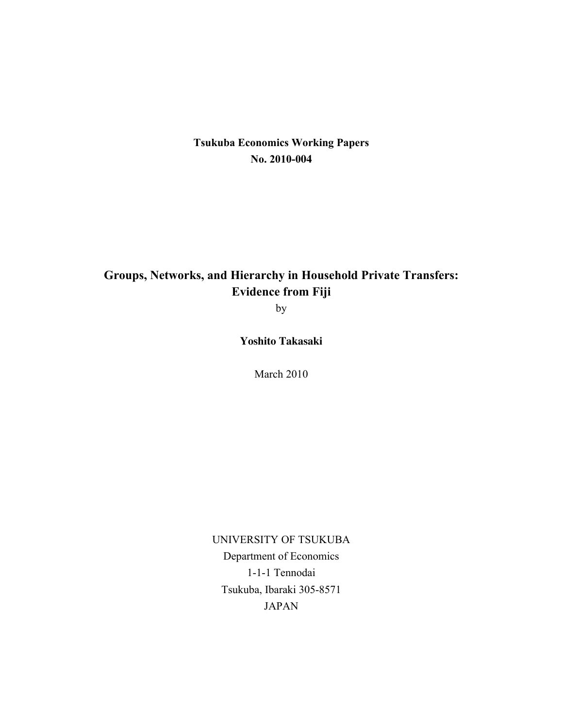**Tsukuba Economics Working Papers**
**No. 2010-004**

# Groups, Networks, and Hierarchy in Household Private Transfers: Evidence from Fiji

by

**Yoshito Takasaki**

March 2010

UNIVERSITY OF TSUKUBA
Department of Economics
1-1-1 Tennodai
Tsukuba, Ibaraki 305-8571
JAPAN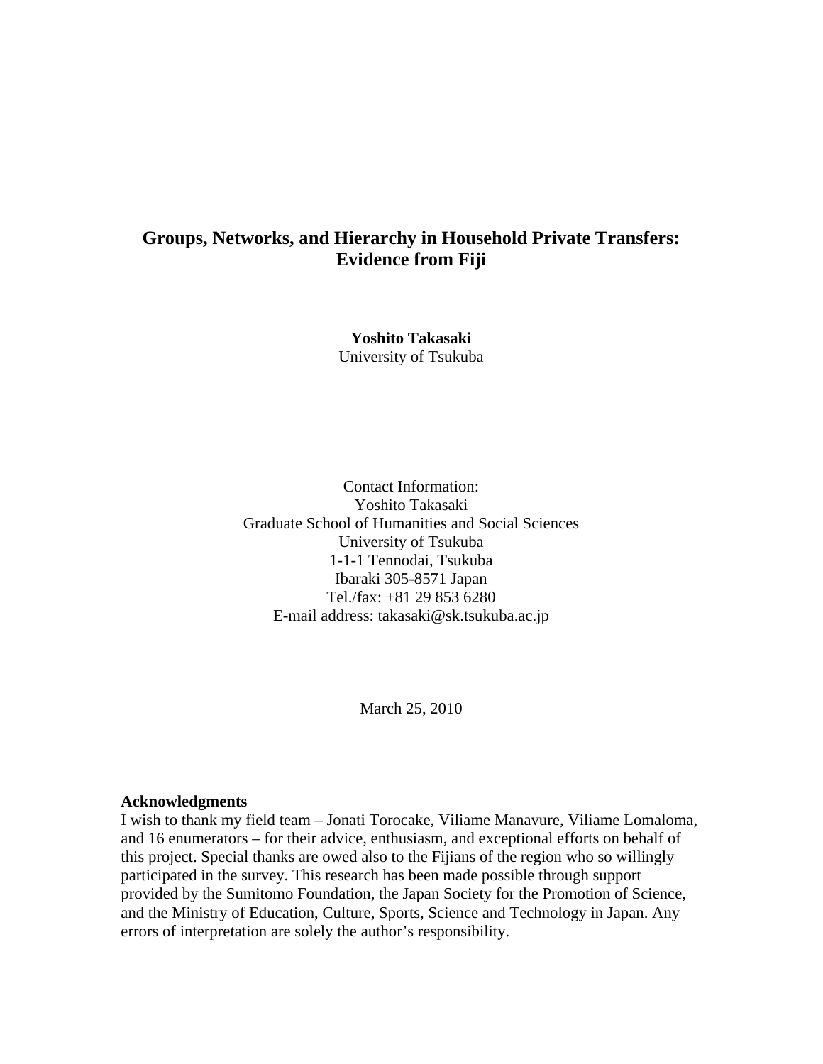# Groups, Networks, and Hierarchy in Household Private Transfers: Evidence from Fiji

**Yoshito Takasaki**
University of Tsukuba

Contact Information:
Yoshito Takasaki
Graduate School of Humanities and Social Sciences
University of Tsukuba
1-1-1 Tennodai, Tsukuba
Ibaraki 305-8571 Japan
Tel./fax: +81 29 853 6280
E-mail address: takasaki@sk.tsukuba.ac.jp

March 25, 2010

**Acknowledgments**

I wish to thank my field team – Jonati Torocake, Viliame Manavure, Viliame Lomaloma, and 16 enumerators – for their advice, enthusiasm, and exceptional efforts on behalf of this project. Special thanks are owed also to the Fijians of the region who so willingly participated in the survey. This research has been made possible through support provided by the Sumitomo Foundation, the Japan Society for the Promotion of Science, and the Ministry of Education, Culture, Sports, Science and Technology in Japan. Any errors of interpretation are solely the author's responsibility.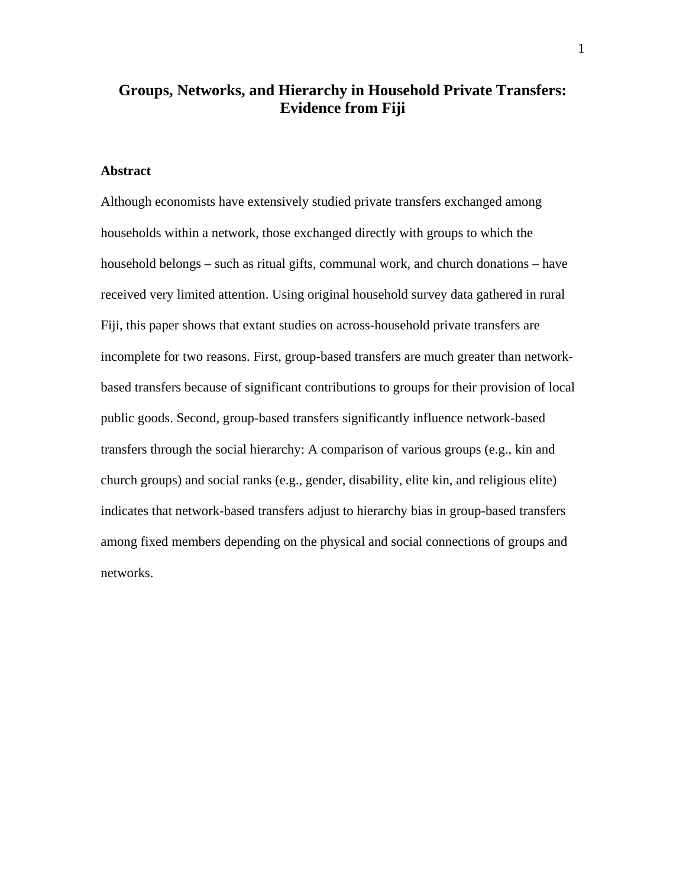# Groups, Networks, and Hierarchy in Household Private Transfers: Evidence from Fiji

## Abstract

Although economists have extensively studied private transfers exchanged among households within a network, those exchanged directly with groups to which the household belongs – such as ritual gifts, communal work, and church donations – have received very limited attention. Using original household survey data gathered in rural Fiji, this paper shows that extant studies on across-household private transfers are incomplete for two reasons. First, group-based transfers are much greater than network-based transfers because of significant contributions to groups for their provision of local public goods. Second, group-based transfers significantly influence network-based transfers through the social hierarchy: A comparison of various groups (e.g., kin and church groups) and social ranks (e.g., gender, disability, elite kin, and religious elite) indicates that network-based transfers adjust to hierarchy bias in group-based transfers among fixed members depending on the physical and social connections of groups and networks.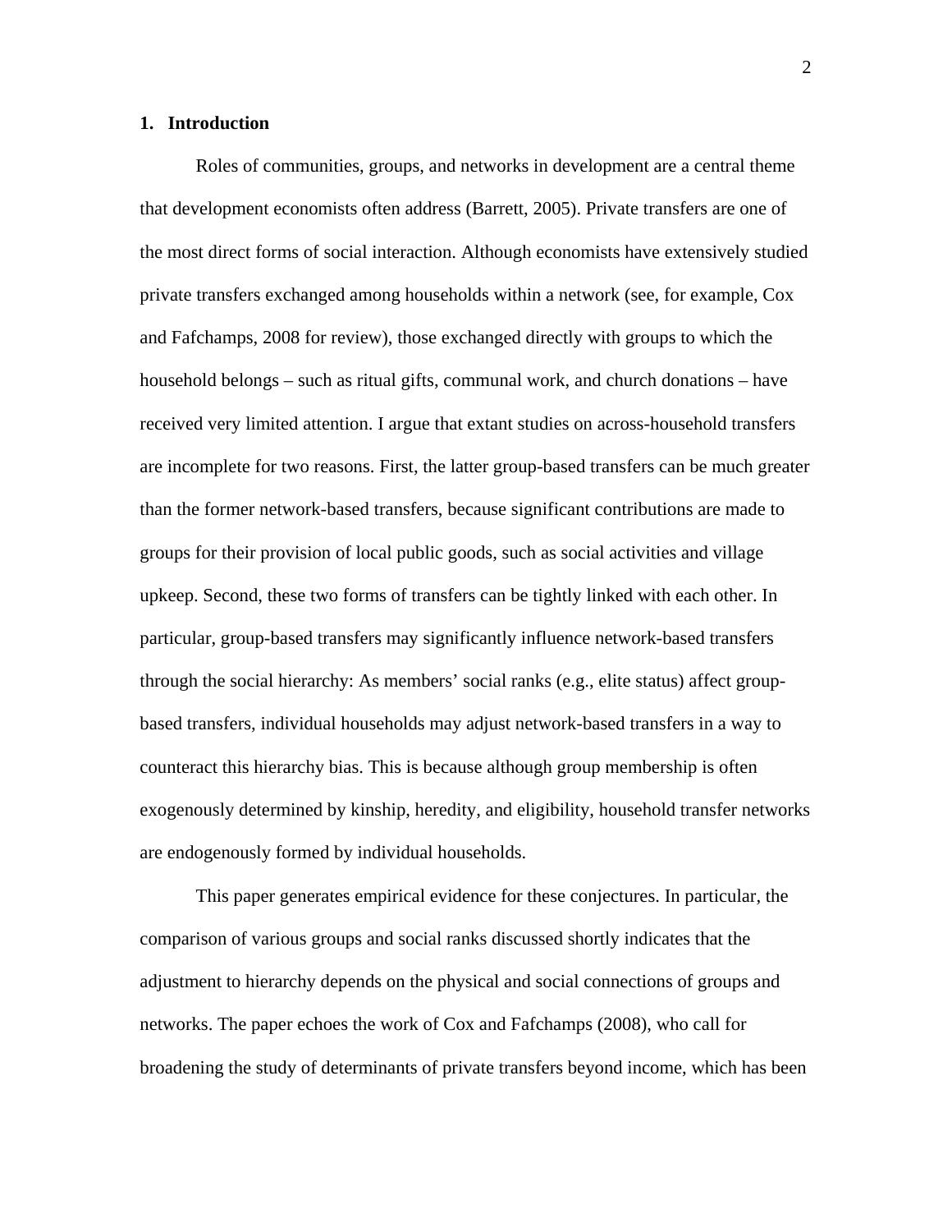## 1. Introduction

Roles of communities, groups, and networks in development are a central theme that development economists often address (Barrett, 2005). Private transfers are one of the most direct forms of social interaction. Although economists have extensively studied private transfers exchanged among households within a network (see, for example, Cox and Fafchamps, 2008 for review), those exchanged directly with groups to which the household belongs – such as ritual gifts, communal work, and church donations – have received very limited attention. I argue that extant studies on across-household transfers are incomplete for two reasons. First, the latter group-based transfers can be much greater than the former network-based transfers, because significant contributions are made to groups for their provision of local public goods, such as social activities and village upkeep. Second, these two forms of transfers can be tightly linked with each other. In particular, group-based transfers may significantly influence network-based transfers through the social hierarchy: As members' social ranks (e.g., elite status) affect group-based transfers, individual households may adjust network-based transfers in a way to counteract this hierarchy bias. This is because although group membership is often exogenously determined by kinship, heredity, and eligibility, household transfer networks are endogenously formed by individual households.

This paper generates empirical evidence for these conjectures. In particular, the comparison of various groups and social ranks discussed shortly indicates that the adjustment to hierarchy depends on the physical and social connections of groups and networks. The paper echoes the work of Cox and Fafchamps (2008), who call for broadening the study of determinants of private transfers beyond income, which has been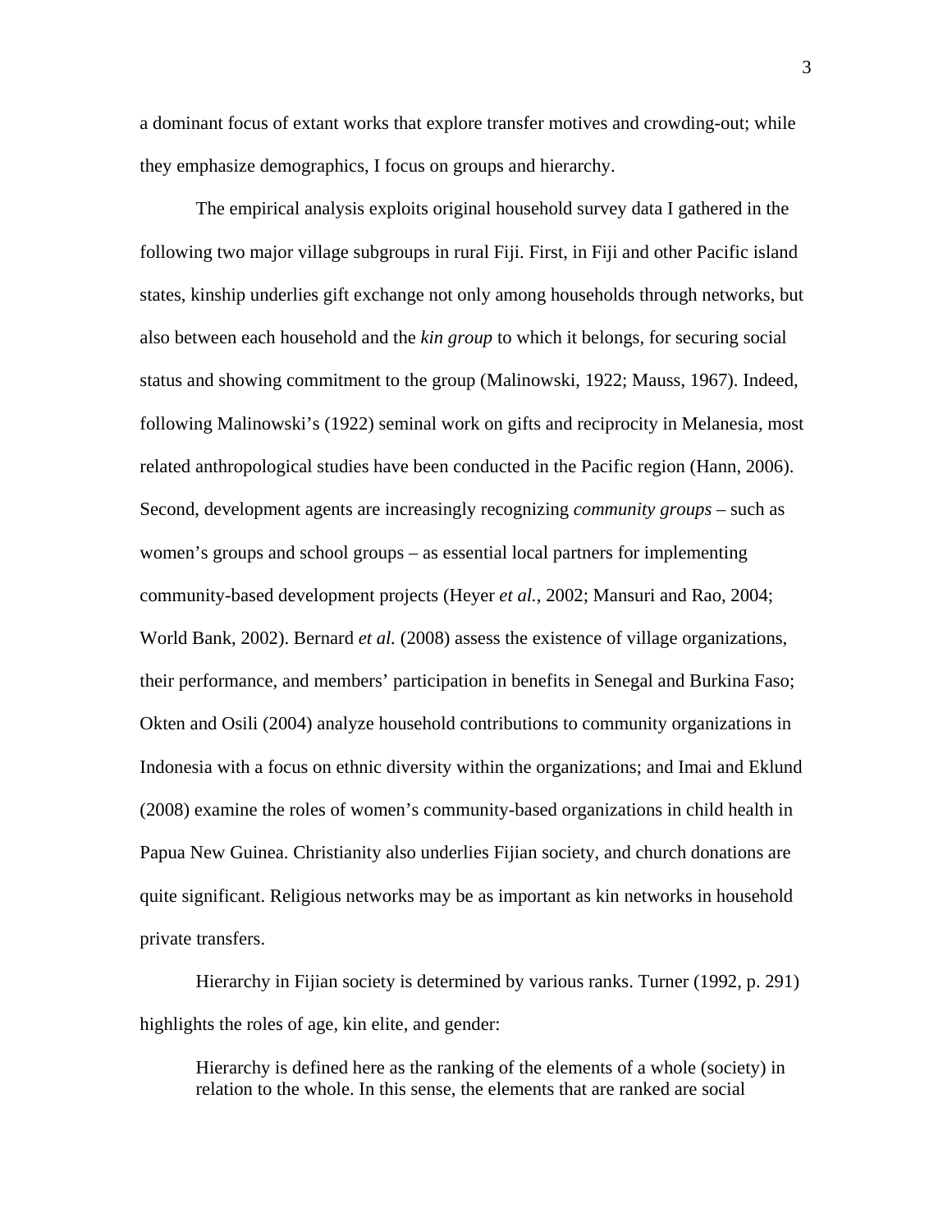a dominant focus of extant works that explore transfer motives and crowding-out; while they emphasize demographics, I focus on groups and hierarchy.

The empirical analysis exploits original household survey data I gathered in the following two major village subgroups in rural Fiji. First, in Fiji and other Pacific island states, kinship underlies gift exchange not only among households through networks, but also between each household and the *kin group* to which it belongs, for securing social status and showing commitment to the group (Malinowski, 1922; Mauss, 1967). Indeed, following Malinowski's (1922) seminal work on gifts and reciprocity in Melanesia, most related anthropological studies have been conducted in the Pacific region (Hann, 2006). Second, development agents are increasingly recognizing *community groups* – such as women's groups and school groups – as essential local partners for implementing community-based development projects (Heyer *et al.*, 2002; Mansuri and Rao, 2004; World Bank, 2002). Bernard *et al.* (2008) assess the existence of village organizations, their performance, and members' participation in benefits in Senegal and Burkina Faso; Okten and Osili (2004) analyze household contributions to community organizations in Indonesia with a focus on ethnic diversity within the organizations; and Imai and Eklund (2008) examine the roles of women's community-based organizations in child health in Papua New Guinea. Christianity also underlies Fijian society, and church donations are quite significant. Religious networks may be as important as kin networks in household private transfers.

Hierarchy in Fijian society is determined by various ranks. Turner (1992, p. 291) highlights the roles of age, kin elite, and gender:

> Hierarchy is defined here as the ranking of the elements of a whole (society) in relation to the whole. In this sense, the elements that are ranked are social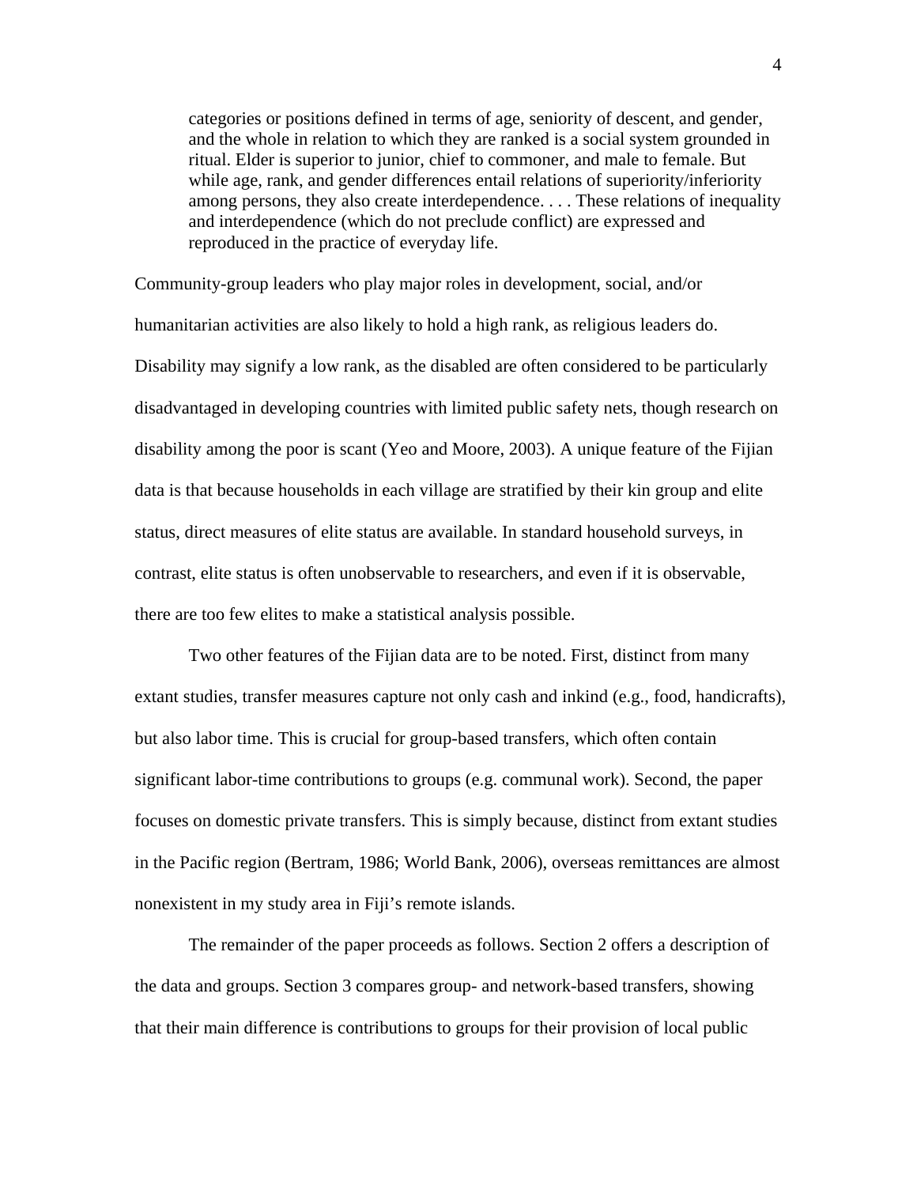> categories or positions defined in terms of age, seniority of descent, and gender, and the whole in relation to which they are ranked is a social system grounded in ritual. Elder is superior to junior, chief to commoner, and male to female. But while age, rank, and gender differences entail relations of superiority/inferiority among persons, they also create interdependence. . . . These relations of inequality and interdependence (which do not preclude conflict) are expressed and reproduced in the practice of everyday life.

Community-group leaders who play major roles in development, social, and/or humanitarian activities are also likely to hold a high rank, as religious leaders do. Disability may signify a low rank, as the disabled are often considered to be particularly disadvantaged in developing countries with limited public safety nets, though research on disability among the poor is scant (Yeo and Moore, 2003). A unique feature of the Fijian data is that because households in each village are stratified by their kin group and elite status, direct measures of elite status are available. In standard household surveys, in contrast, elite status is often unobservable to researchers, and even if it is observable, there are too few elites to make a statistical analysis possible.

Two other features of the Fijian data are to be noted. First, distinct from many extant studies, transfer measures capture not only cash and inkind (e.g., food, handicrafts), but also labor time. This is crucial for group-based transfers, which often contain significant labor-time contributions to groups (e.g. communal work). Second, the paper focuses on domestic private transfers. This is simply because, distinct from extant studies in the Pacific region (Bertram, 1986; World Bank, 2006), overseas remittances are almost nonexistent in my study area in Fiji's remote islands.

The remainder of the paper proceeds as follows. Section 2 offers a description of the data and groups. Section 3 compares group- and network-based transfers, showing that their main difference is contributions to groups for their provision of local public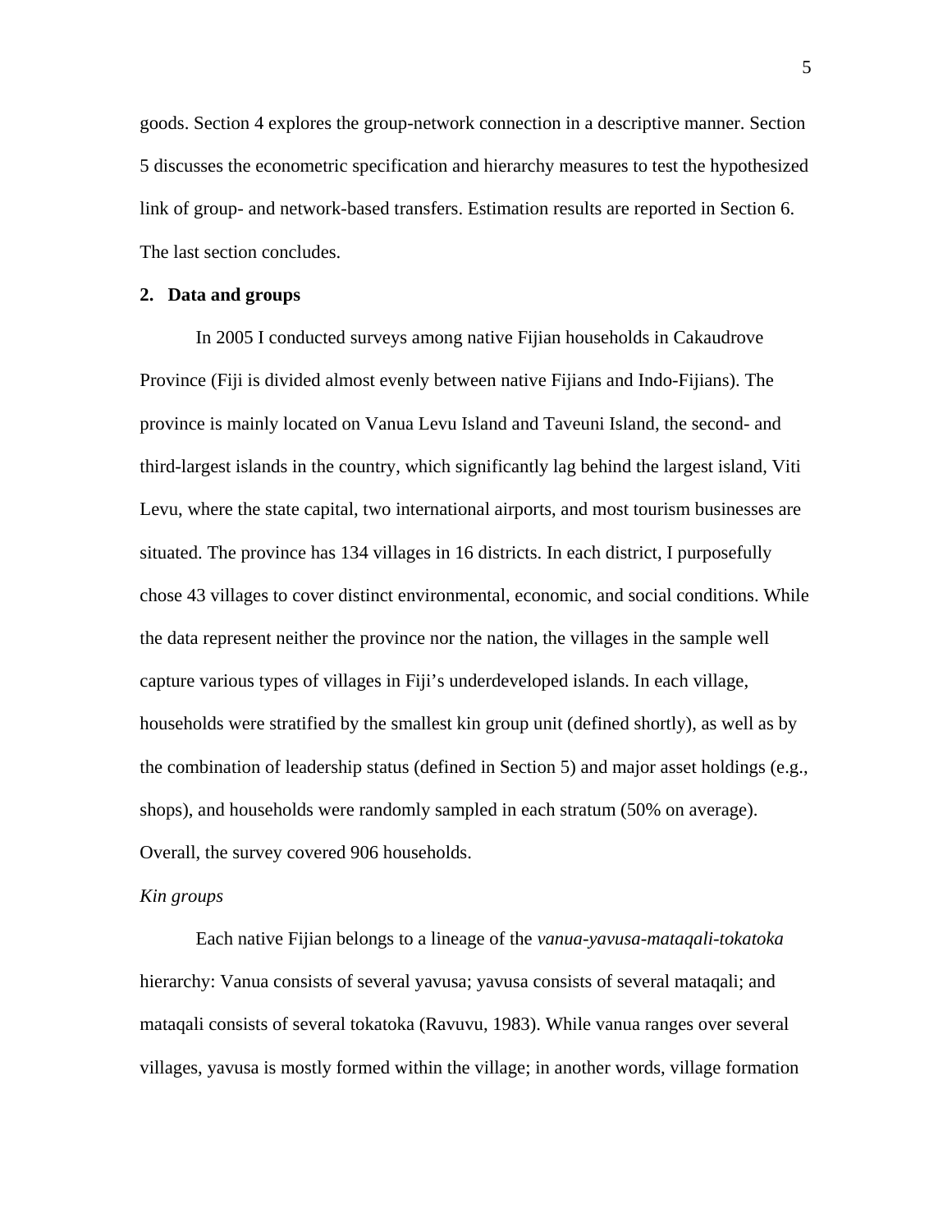goods. Section 4 explores the group-network connection in a descriptive manner. Section 5 discusses the econometric specification and hierarchy measures to test the hypothesized link of group- and network-based transfers. Estimation results are reported in Section 6. The last section concludes.

## 2. Data and groups

In 2005 I conducted surveys among native Fijian households in Cakaudrove Province (Fiji is divided almost evenly between native Fijians and Indo-Fijians). The province is mainly located on Vanua Levu Island and Taveuni Island, the second- and third-largest islands in the country, which significantly lag behind the largest island, Viti Levu, where the state capital, two international airports, and most tourism businesses are situated. The province has 134 villages in 16 districts. In each district, I purposefully chose 43 villages to cover distinct environmental, economic, and social conditions. While the data represent neither the province nor the nation, the villages in the sample well capture various types of villages in Fiji's underdeveloped islands. In each village, households were stratified by the smallest kin group unit (defined shortly), as well as by the combination of leadership status (defined in Section 5) and major asset holdings (e.g., shops), and households were randomly sampled in each stratum (50% on average). Overall, the survey covered 906 households.

*Kin groups*

Each native Fijian belongs to a lineage of the *vanua-yavusa-mataqali-tokatoka* hierarchy: Vanua consists of several yavusa; yavusa consists of several mataqali; and mataqali consists of several tokatoka (Ravuvu, 1983). While vanua ranges over several villages, yavusa is mostly formed within the village; in another words, village formation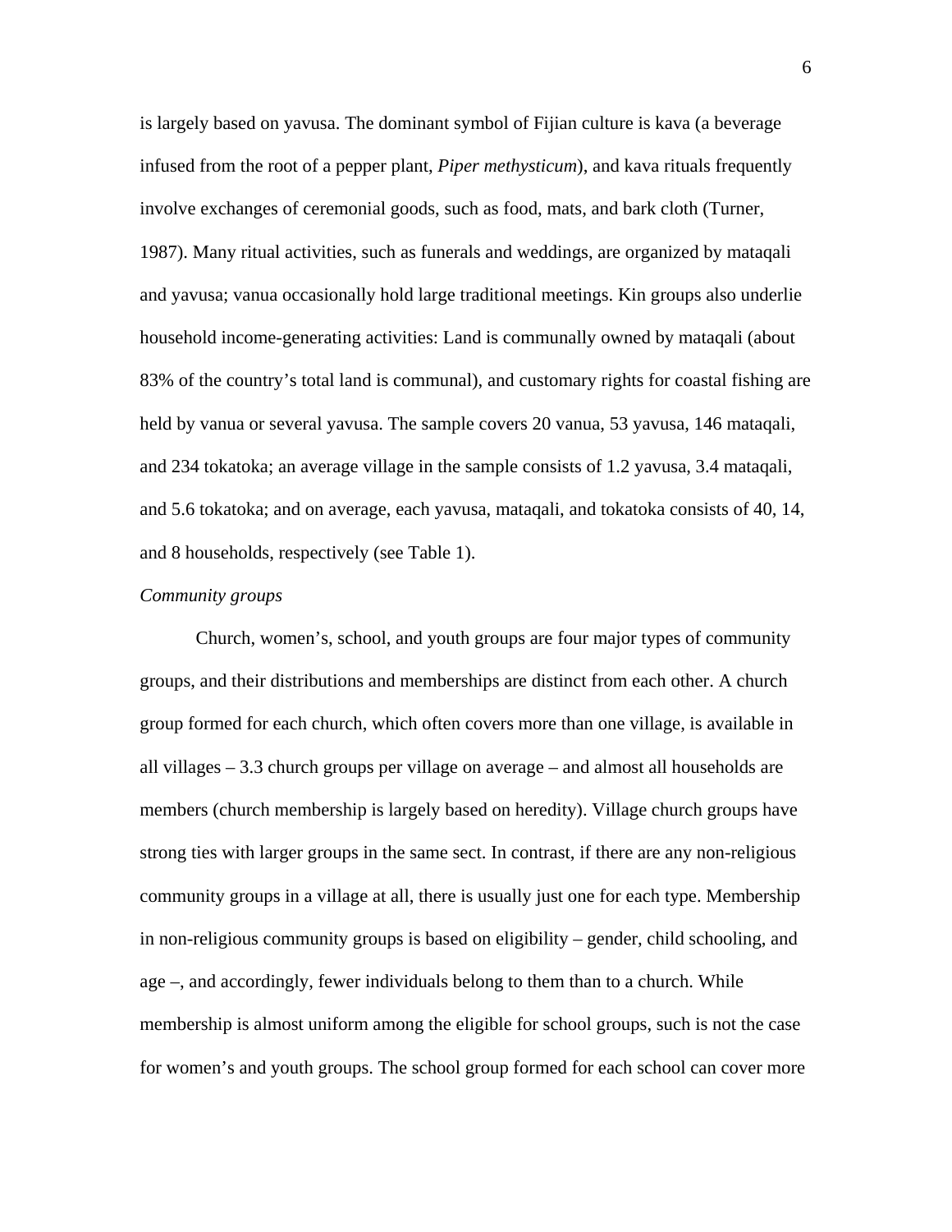is largely based on yavusa. The dominant symbol of Fijian culture is kava (a beverage infused from the root of a pepper plant, *Piper methysticum*), and kava rituals frequently involve exchanges of ceremonial goods, such as food, mats, and bark cloth (Turner, 1987). Many ritual activities, such as funerals and weddings, are organized by mataqali and yavusa; vanua occasionally hold large traditional meetings. Kin groups also underlie household income-generating activities: Land is communally owned by mataqali (about 83% of the country's total land is communal), and customary rights for coastal fishing are held by vanua or several yavusa. The sample covers 20 vanua, 53 yavusa, 146 mataqali, and 234 tokatoka; an average village in the sample consists of 1.2 yavusa, 3.4 mataqali, and 5.6 tokatoka; and on average, each yavusa, mataqali, and tokatoka consists of 40, 14, and 8 households, respectively (see Table 1).

*Community groups*

Church, women's, school, and youth groups are four major types of community groups, and their distributions and memberships are distinct from each other. A church group formed for each church, which often covers more than one village, is available in all villages – 3.3 church groups per village on average – and almost all households are members (church membership is largely based on heredity). Village church groups have strong ties with larger groups in the same sect. In contrast, if there are any non-religious community groups in a village at all, there is usually just one for each type. Membership in non-religious community groups is based on eligibility – gender, child schooling, and age –, and accordingly, fewer individuals belong to them than to a church. While membership is almost uniform among the eligible for school groups, such is not the case for women's and youth groups. The school group formed for each school can cover more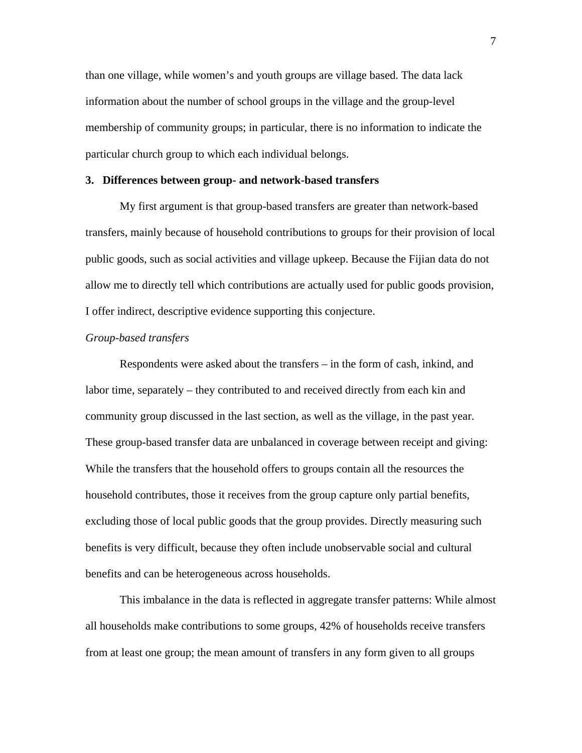than one village, while women's and youth groups are village based. The data lack information about the number of school groups in the village and the group-level membership of community groups; in particular, there is no information to indicate the particular church group to which each individual belongs.

## 3. Differences between group- and network-based transfers

My first argument is that group-based transfers are greater than network-based transfers, mainly because of household contributions to groups for their provision of local public goods, such as social activities and village upkeep. Because the Fijian data do not allow me to directly tell which contributions are actually used for public goods provision, I offer indirect, descriptive evidence supporting this conjecture.

*Group-based transfers*

Respondents were asked about the transfers – in the form of cash, inkind, and labor time, separately – they contributed to and received directly from each kin and community group discussed in the last section, as well as the village, in the past year. These group-based transfer data are unbalanced in coverage between receipt and giving: While the transfers that the household offers to groups contain all the resources the household contributes, those it receives from the group capture only partial benefits, excluding those of local public goods that the group provides. Directly measuring such benefits is very difficult, because they often include unobservable social and cultural benefits and can be heterogeneous across households.

This imbalance in the data is reflected in aggregate transfer patterns: While almost all households make contributions to some groups, 42% of households receive transfers from at least one group; the mean amount of transfers in any form given to all groups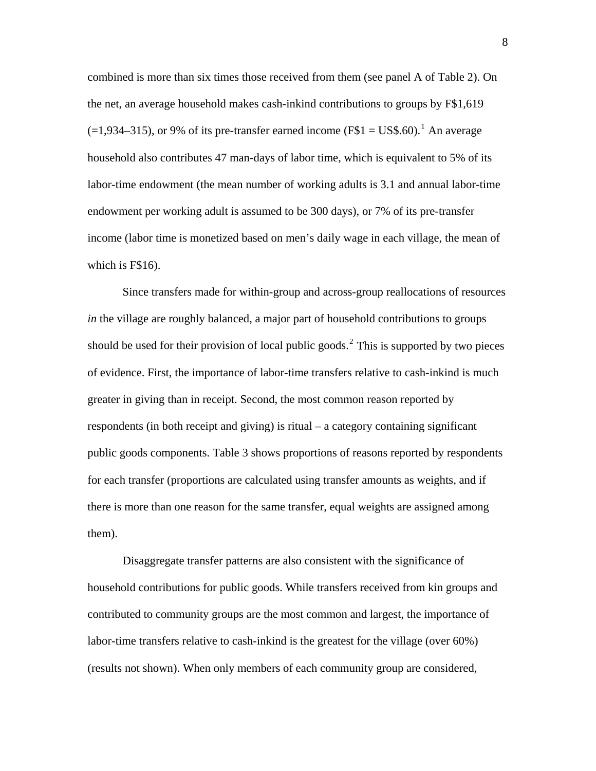combined is more than six times those received from them (see panel A of Table 2). On the net, an average household makes cash-inkind contributions to groups by F$1,619 (=1,934–315), or 9% of its pre-transfer earned income (F$1 = US$.60).[1] An average household also contributes 47 man-days of labor time, which is equivalent to 5% of its labor-time endowment (the mean number of working adults is 3.1 and annual labor-time endowment per working adult is assumed to be 300 days), or 7% of its pre-transfer income (labor time is monetized based on men's daily wage in each village, the mean of which is F$16).

Since transfers made for within-group and across-group reallocations of resources *in* the village are roughly balanced, a major part of household contributions to groups should be used for their provision of local public goods.[2] This is supported by two pieces of evidence. First, the importance of labor-time transfers relative to cash-inkind is much greater in giving than in receipt. Second, the most common reason reported by respondents (in both receipt and giving) is ritual – a category containing significant public goods components. Table 3 shows proportions of reasons reported by respondents for each transfer (proportions are calculated using transfer amounts as weights, and if there is more than one reason for the same transfer, equal weights are assigned among them).

Disaggregate transfer patterns are also consistent with the significance of household contributions for public goods. While transfers received from kin groups and contributed to community groups are the most common and largest, the importance of labor-time transfers relative to cash-inkind is the greatest for the village (over 60%) (results not shown). When only members of each community group are considered,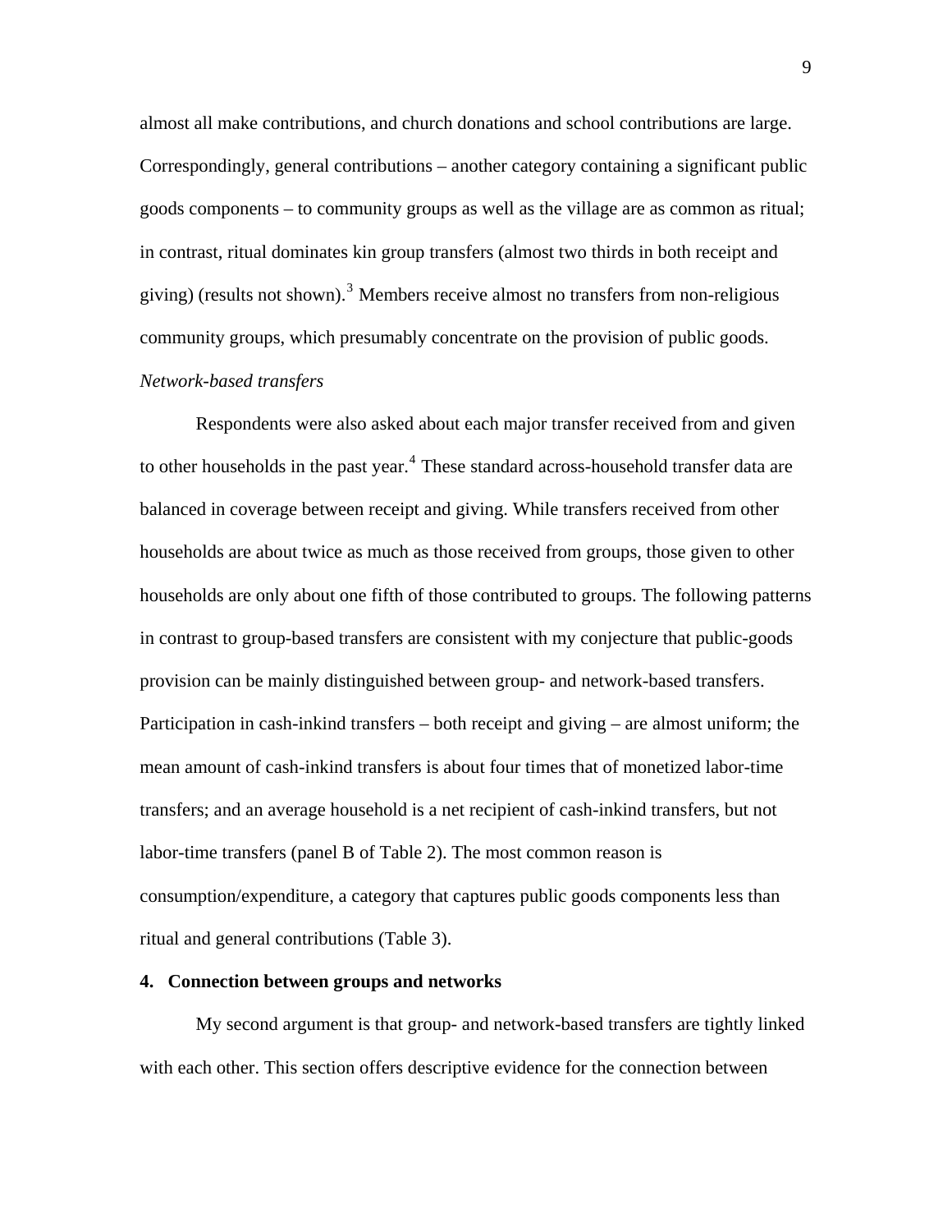almost all make contributions, and church donations and school contributions are large. Correspondingly, general contributions – another category containing a significant public goods components – to community groups as well as the village are as common as ritual; in contrast, ritual dominates kin group transfers (almost two thirds in both receipt and giving) (results not shown).[3] Members receive almost no transfers from non-religious community groups, which presumably concentrate on the provision of public goods.

*Network-based transfers*

Respondents were also asked about each major transfer received from and given to other households in the past year.[4] These standard across-household transfer data are balanced in coverage between receipt and giving. While transfers received from other households are about twice as much as those received from groups, those given to other households are only about one fifth of those contributed to groups. The following patterns in contrast to group-based transfers are consistent with my conjecture that public-goods provision can be mainly distinguished between group- and network-based transfers. Participation in cash-inkind transfers – both receipt and giving – are almost uniform; the mean amount of cash-inkind transfers is about four times that of monetized labor-time transfers; and an average household is a net recipient of cash-inkind transfers, but not labor-time transfers (panel B of Table 2). The most common reason is consumption/expenditure, a category that captures public goods components less than ritual and general contributions (Table 3).

## 4. Connection between groups and networks

My second argument is that group- and network-based transfers are tightly linked with each other. This section offers descriptive evidence for the connection between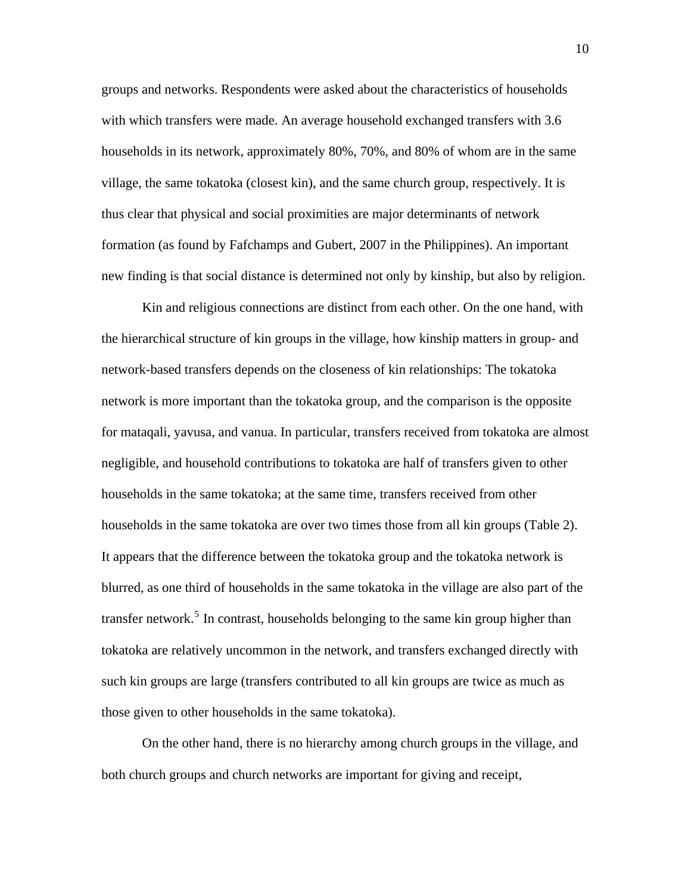groups and networks. Respondents were asked about the characteristics of households with which transfers were made. An average household exchanged transfers with 3.6 households in its network, approximately 80%, 70%, and 80% of whom are in the same village, the same tokatoka (closest kin), and the same church group, respectively. It is thus clear that physical and social proximities are major determinants of network formation (as found by Fafchamps and Gubert, 2007 in the Philippines). An important new finding is that social distance is determined not only by kinship, but also by religion.

Kin and religious connections are distinct from each other. On the one hand, with the hierarchical structure of kin groups in the village, how kinship matters in group- and network-based transfers depends on the closeness of kin relationships: The tokatoka network is more important than the tokatoka group, and the comparison is the opposite for mataqali, yavusa, and vanua. In particular, transfers received from tokatoka are almost negligible, and household contributions to tokatoka are half of transfers given to other households in the same tokatoka; at the same time, transfers received from other households in the same tokatoka are over two times those from all kin groups (Table 2). It appears that the difference between the tokatoka group and the tokatoka network is blurred, as one third of households in the same tokatoka in the village are also part of the transfer network.[5] In contrast, households belonging to the same kin group higher than tokatoka are relatively uncommon in the network, and transfers exchanged directly with such kin groups are large (transfers contributed to all kin groups are twice as much as those given to other households in the same tokatoka).

On the other hand, there is no hierarchy among church groups in the village, and both church groups and church networks are important for giving and receipt,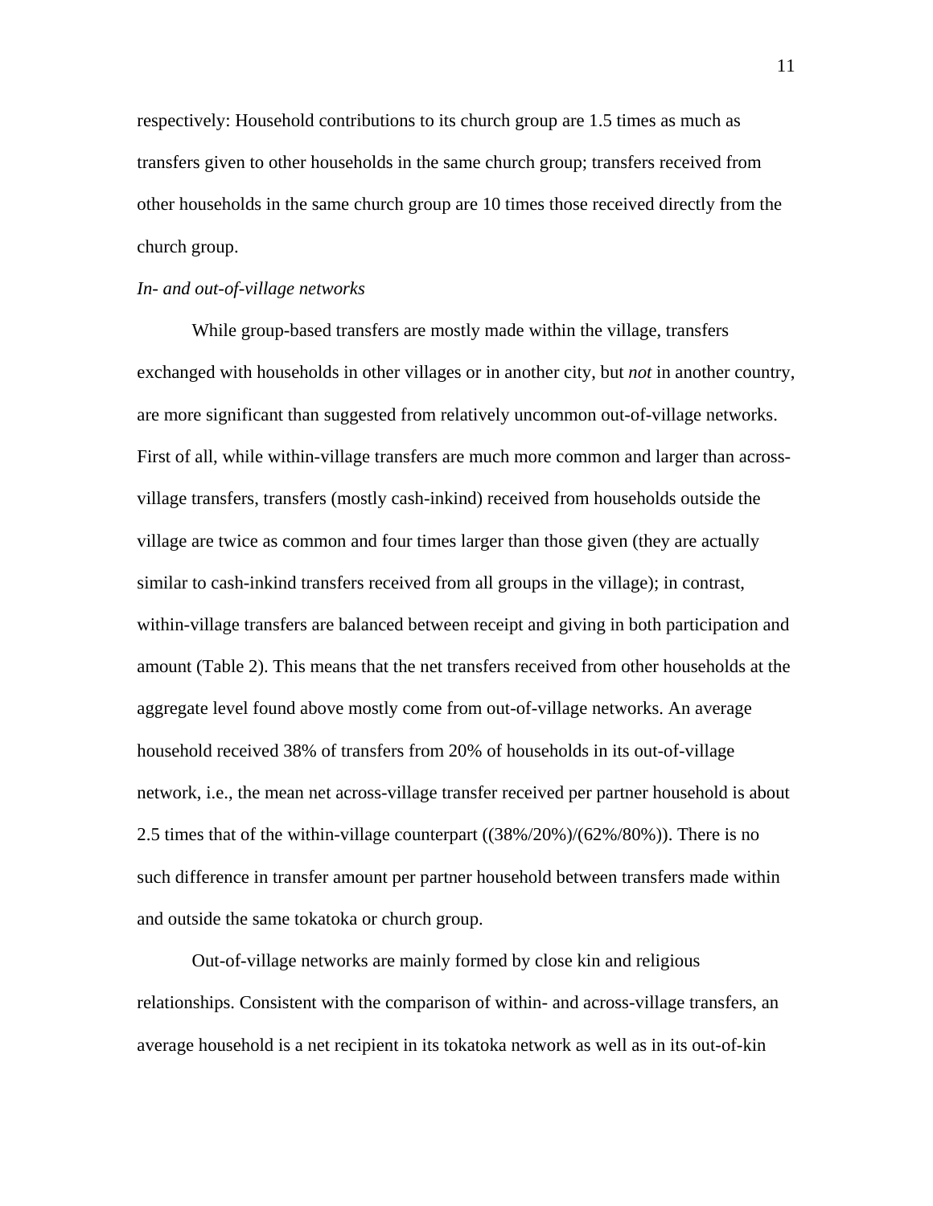respectively: Household contributions to its church group are 1.5 times as much as transfers given to other households in the same church group; transfers received from other households in the same church group are 10 times those received directly from the church group.

*In- and out-of-village networks*

While group-based transfers are mostly made within the village, transfers exchanged with households in other villages or in another city, but *not* in another country, are more significant than suggested from relatively uncommon out-of-village networks. First of all, while within-village transfers are much more common and larger than across-village transfers, transfers (mostly cash-inkind) received from households outside the village are twice as common and four times larger than those given (they are actually similar to cash-inkind transfers received from all groups in the village); in contrast, within-village transfers are balanced between receipt and giving in both participation and amount (Table 2). This means that the net transfers received from other households at the aggregate level found above mostly come from out-of-village networks. An average household received 38% of transfers from 20% of households in its out-of-village network, i.e., the mean net across-village transfer received per partner household is about 2.5 times that of the within-village counterpart ((38%/20%)/(62%/80%)). There is no such difference in transfer amount per partner household between transfers made within and outside the same tokatoka or church group.

Out-of-village networks are mainly formed by close kin and religious relationships. Consistent with the comparison of within- and across-village transfers, an average household is a net recipient in its tokatoka network as well as in its out-of-kin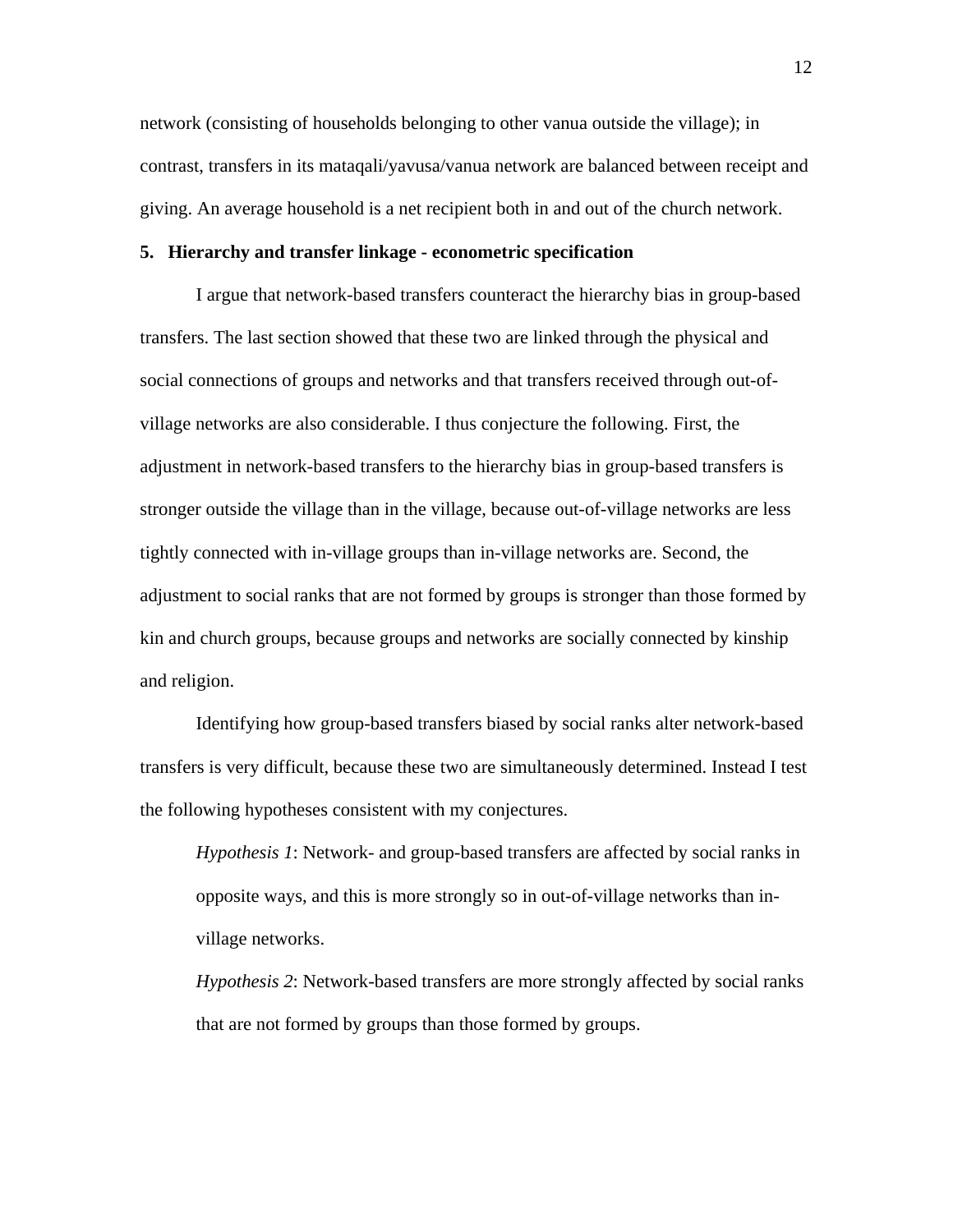network (consisting of households belonging to other vanua outside the village); in contrast, transfers in its mataqali/yavusa/vanua network are balanced between receipt and giving. An average household is a net recipient both in and out of the church network.

## 5. Hierarchy and transfer linkage - econometric specification

I argue that network-based transfers counteract the hierarchy bias in group-based transfers. The last section showed that these two are linked through the physical and social connections of groups and networks and that transfers received through out-of-village networks are also considerable. I thus conjecture the following. First, the adjustment in network-based transfers to the hierarchy bias in group-based transfers is stronger outside the village than in the village, because out-of-village networks are less tightly connected with in-village groups than in-village networks are. Second, the adjustment to social ranks that are not formed by groups is stronger than those formed by kin and church groups, because groups and networks are socially connected by kinship and religion.

Identifying how group-based transfers biased by social ranks alter network-based transfers is very difficult, because these two are simultaneously determined. Instead I test the following hypotheses consistent with my conjectures.

> *Hypothesis 1*: Network- and group-based transfers are affected by social ranks in opposite ways, and this is more strongly so in out-of-village networks than in-village networks.
>
> *Hypothesis 2*: Network-based transfers are more strongly affected by social ranks that are not formed by groups than those formed by groups.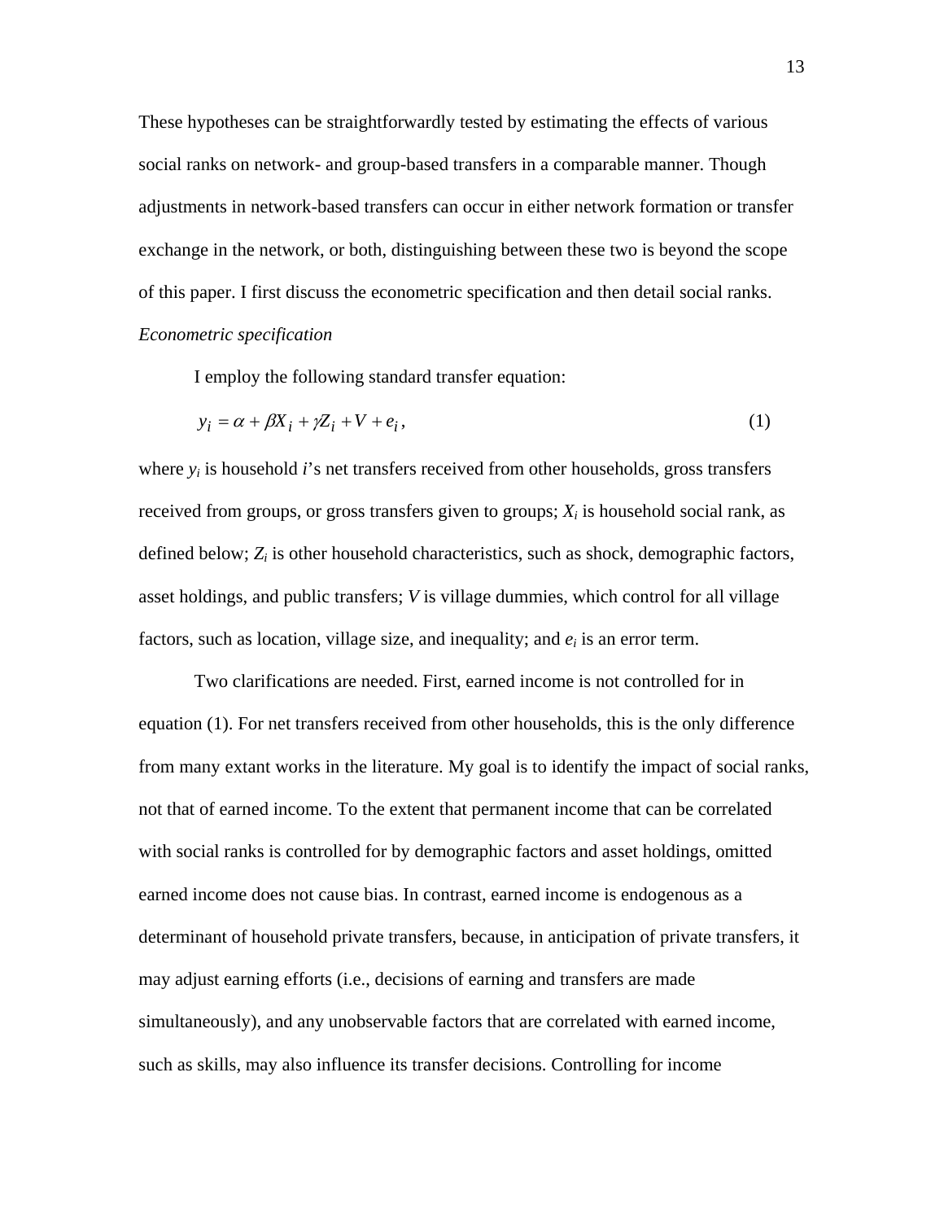These hypotheses can be straightforwardly tested by estimating the effects of various social ranks on network- and group-based transfers in a comparable manner. Though adjustments in network-based transfers can occur in either network formation or transfer exchange in the network, or both, distinguishing between these two is beyond the scope of this paper. I first discuss the econometric specification and then detail social ranks.

*Econometric specification*

I employ the following standard transfer equation:

$$y_i = \alpha + \beta X_i + \gamma Z_i + V + e_i, \tag{1}$$

where $y_i$ is household $i$'s net transfers received from other households, gross transfers received from groups, or gross transfers given to groups; $X_i$ is household social rank, as defined below; $Z_i$ is other household characteristics, such as shock, demographic factors, asset holdings, and public transfers; $V$ is village dummies, which control for all village factors, such as location, village size, and inequality; and $e_i$ is an error term.

Two clarifications are needed. First, earned income is not controlled for in equation (1). For net transfers received from other households, this is the only difference from many extant works in the literature. My goal is to identify the impact of social ranks, not that of earned income. To the extent that permanent income that can be correlated with social ranks is controlled for by demographic factors and asset holdings, omitted earned income does not cause bias. In contrast, earned income is endogenous as a determinant of household private transfers, because, in anticipation of private transfers, it may adjust earning efforts (i.e., decisions of earning and transfers are made simultaneously), and any unobservable factors that are correlated with earned income, such as skills, may also influence its transfer decisions. Controlling for income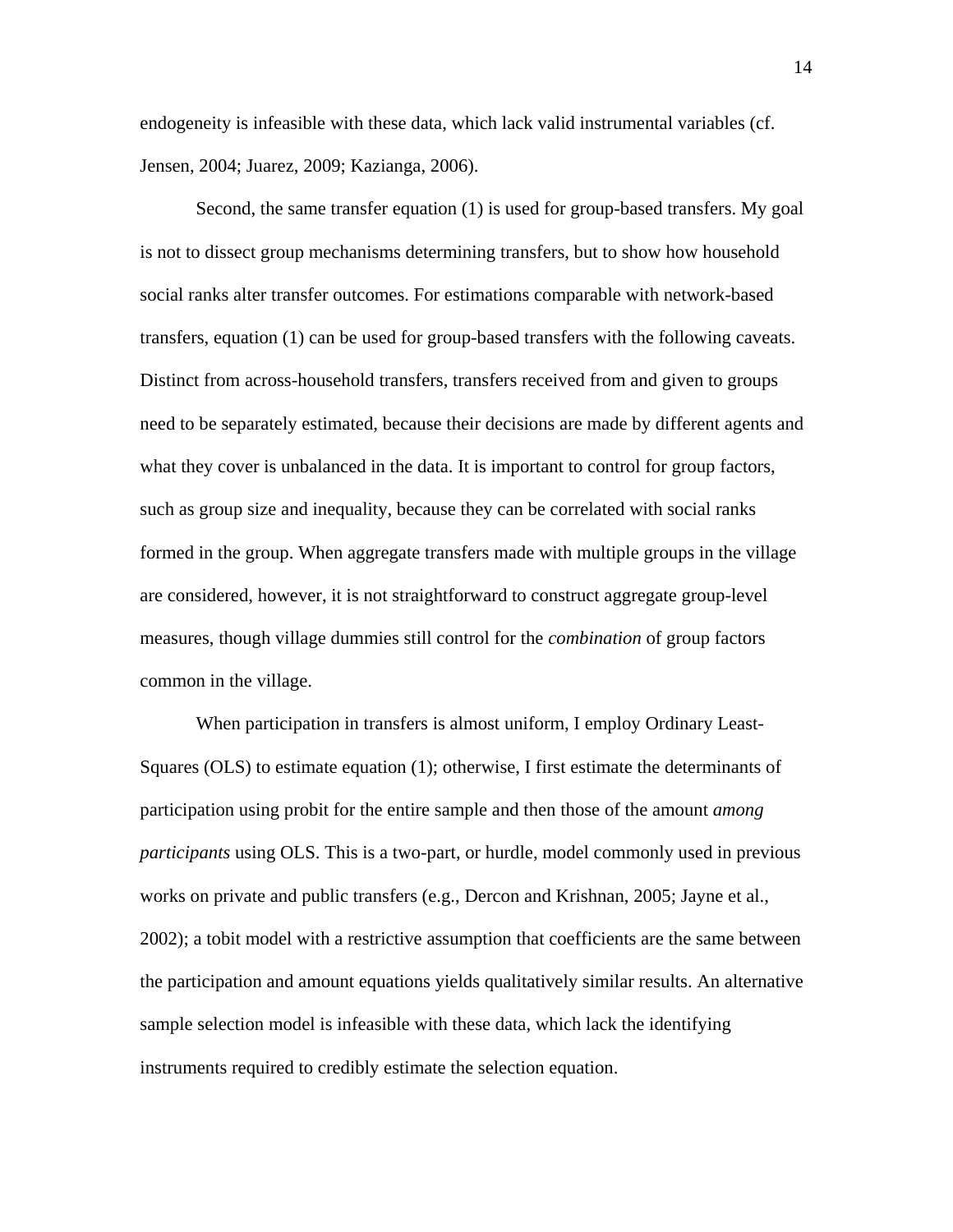endogeneity is infeasible with these data, which lack valid instrumental variables (cf. Jensen, 2004; Juarez, 2009; Kazianga, 2006).

Second, the same transfer equation (1) is used for group-based transfers. My goal is not to dissect group mechanisms determining transfers, but to show how household social ranks alter transfer outcomes. For estimations comparable with network-based transfers, equation (1) can be used for group-based transfers with the following caveats. Distinct from across-household transfers, transfers received from and given to groups need to be separately estimated, because their decisions are made by different agents and what they cover is unbalanced in the data. It is important to control for group factors, such as group size and inequality, because they can be correlated with social ranks formed in the group. When aggregate transfers made with multiple groups in the village are considered, however, it is not straightforward to construct aggregate group-level measures, though village dummies still control for the *combination* of group factors common in the village.

When participation in transfers is almost uniform, I employ Ordinary Least-Squares (OLS) to estimate equation (1); otherwise, I first estimate the determinants of participation using probit for the entire sample and then those of the amount *among participants* using OLS. This is a two-part, or hurdle, model commonly used in previous works on private and public transfers (e.g., Dercon and Krishnan, 2005; Jayne et al., 2002); a tobit model with a restrictive assumption that coefficients are the same between the participation and amount equations yields qualitatively similar results. An alternative sample selection model is infeasible with these data, which lack the identifying instruments required to credibly estimate the selection equation.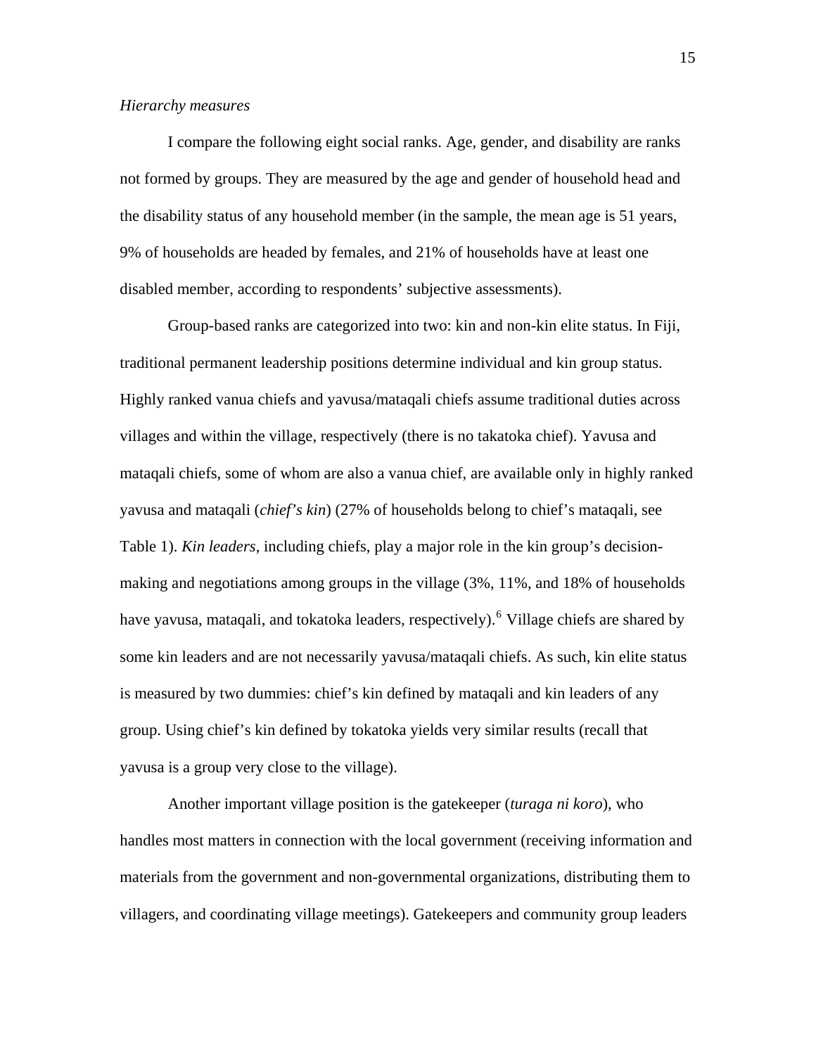*Hierarchy measures*

I compare the following eight social ranks. Age, gender, and disability are ranks not formed by groups. They are measured by the age and gender of household head and the disability status of any household member (in the sample, the mean age is 51 years, 9% of households are headed by females, and 21% of households have at least one disabled member, according to respondents' subjective assessments).

Group-based ranks are categorized into two: kin and non-kin elite status. In Fiji, traditional permanent leadership positions determine individual and kin group status. Highly ranked vanua chiefs and yavusa/mataqali chiefs assume traditional duties across villages and within the village, respectively (there is no takatoka chief). Yavusa and mataqali chiefs, some of whom are also a vanua chief, are available only in highly ranked yavusa and mataqali (*chief's kin*) (27% of households belong to chief's mataqali, see Table 1). *Kin leaders*, including chiefs, play a major role in the kin group's decision-making and negotiations among groups in the village (3%, 11%, and 18% of households have yavusa, mataqali, and tokatoka leaders, respectively).[6] Village chiefs are shared by some kin leaders and are not necessarily yavusa/mataqali chiefs. As such, kin elite status is measured by two dummies: chief's kin defined by mataqali and kin leaders of any group. Using chief's kin defined by tokatoka yields very similar results (recall that yavusa is a group very close to the village).

Another important village position is the gatekeeper (*turaga ni koro*), who handles most matters in connection with the local government (receiving information and materials from the government and non-governmental organizations, distributing them to villagers, and coordinating village meetings). Gatekeepers and community group leaders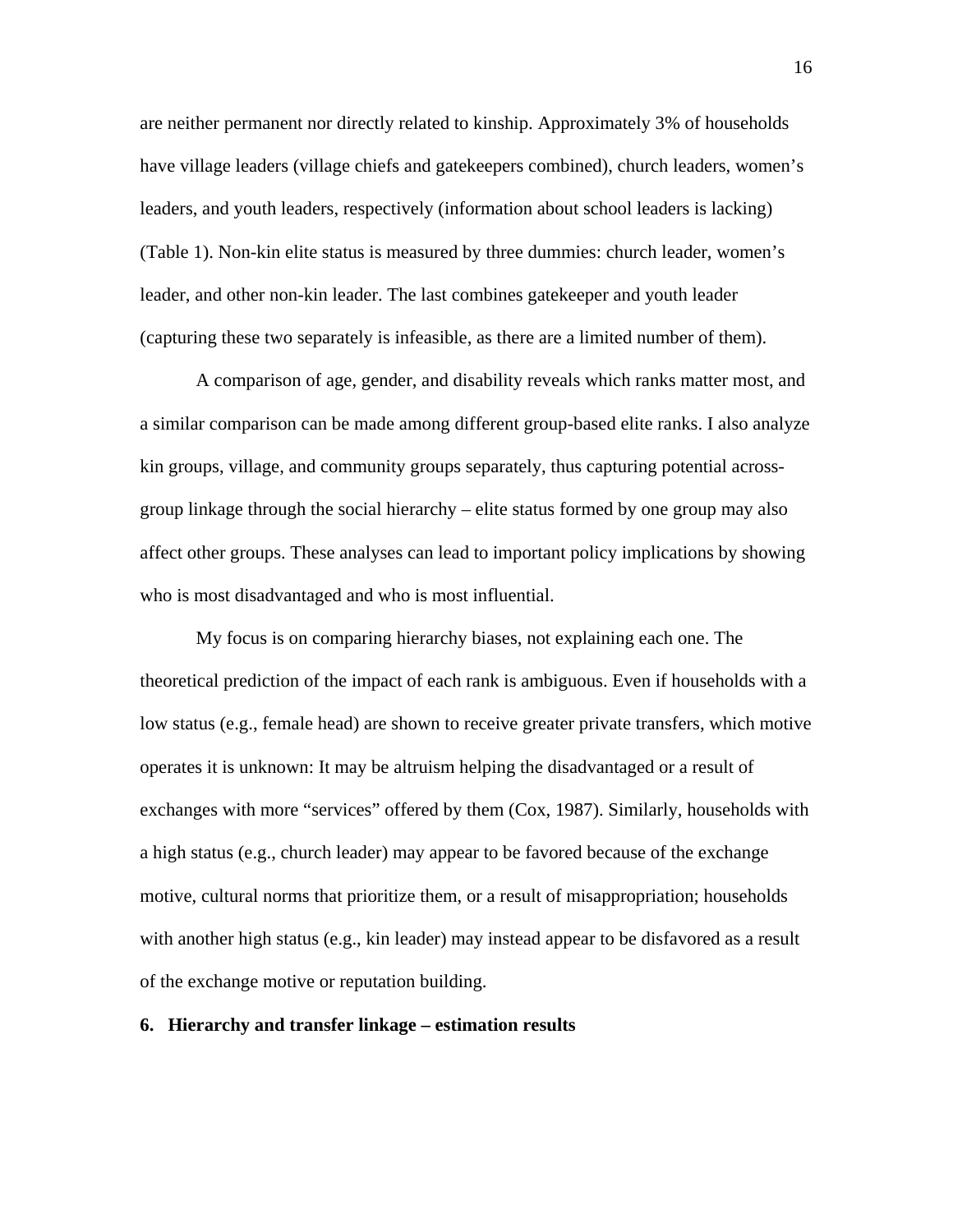are neither permanent nor directly related to kinship. Approximately 3% of households have village leaders (village chiefs and gatekeepers combined), church leaders, women's leaders, and youth leaders, respectively (information about school leaders is lacking) (Table 1). Non-kin elite status is measured by three dummies: church leader, women's leader, and other non-kin leader. The last combines gatekeeper and youth leader (capturing these two separately is infeasible, as there are a limited number of them).

A comparison of age, gender, and disability reveals which ranks matter most, and a similar comparison can be made among different group-based elite ranks. I also analyze kin groups, village, and community groups separately, thus capturing potential across-group linkage through the social hierarchy – elite status formed by one group may also affect other groups. These analyses can lead to important policy implications by showing who is most disadvantaged and who is most influential.

My focus is on comparing hierarchy biases, not explaining each one. The theoretical prediction of the impact of each rank is ambiguous. Even if households with a low status (e.g., female head) are shown to receive greater private transfers, which motive operates it is unknown: It may be altruism helping the disadvantaged or a result of exchanges with more "services" offered by them (Cox, 1987). Similarly, households with a high status (e.g., church leader) may appear to be favored because of the exchange motive, cultural norms that prioritize them, or a result of misappropriation; households with another high status (e.g., kin leader) may instead appear to be disfavored as a result of the exchange motive or reputation building.

## 6. Hierarchy and transfer linkage – estimation results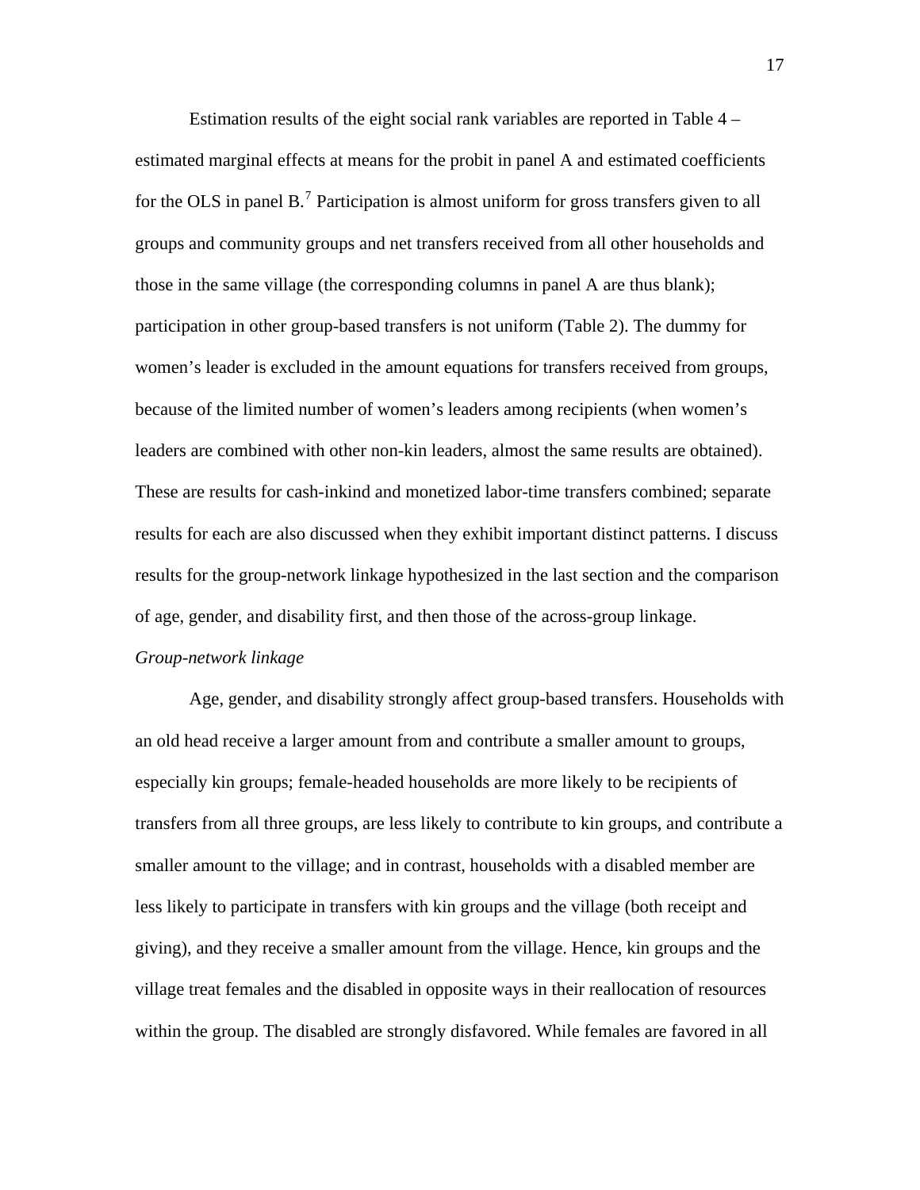Estimation results of the eight social rank variables are reported in Table 4 – estimated marginal effects at means for the probit in panel A and estimated coefficients for the OLS in panel B.[7] Participation is almost uniform for gross transfers given to all groups and community groups and net transfers received from all other households and those in the same village (the corresponding columns in panel A are thus blank); participation in other group-based transfers is not uniform (Table 2). The dummy for women's leader is excluded in the amount equations for transfers received from groups, because of the limited number of women's leaders among recipients (when women's leaders are combined with other non-kin leaders, almost the same results are obtained). These are results for cash-inkind and monetized labor-time transfers combined; separate results for each are also discussed when they exhibit important distinct patterns. I discuss results for the group-network linkage hypothesized in the last section and the comparison of age, gender, and disability first, and then those of the across-group linkage.

*Group-network linkage*

Age, gender, and disability strongly affect group-based transfers. Households with an old head receive a larger amount from and contribute a smaller amount to groups, especially kin groups; female-headed households are more likely to be recipients of transfers from all three groups, are less likely to contribute to kin groups, and contribute a smaller amount to the village; and in contrast, households with a disabled member are less likely to participate in transfers with kin groups and the village (both receipt and giving), and they receive a smaller amount from the village. Hence, kin groups and the village treat females and the disabled in opposite ways in their reallocation of resources within the group. The disabled are strongly disfavored. While females are favored in all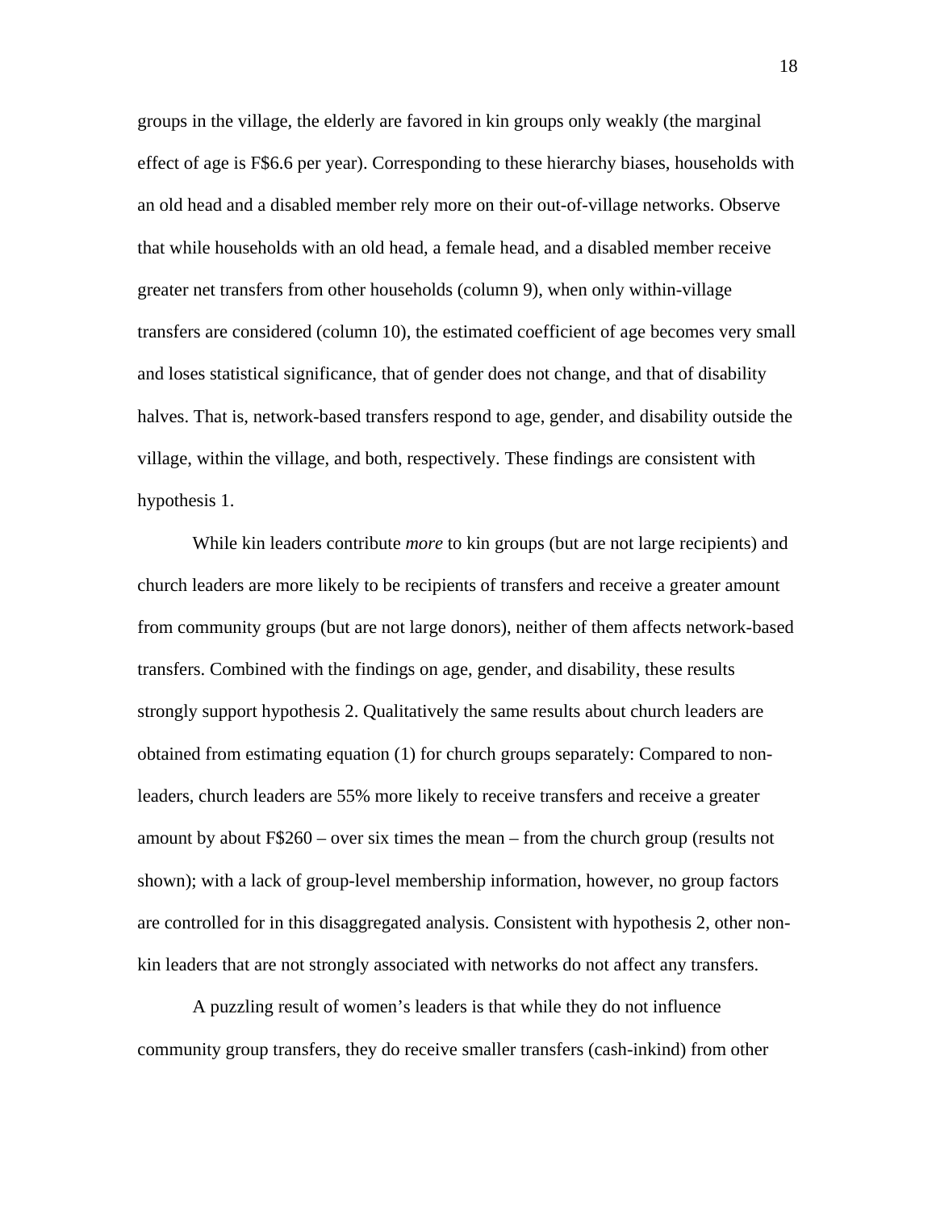groups in the village, the elderly are favored in kin groups only weakly (the marginal effect of age is F$6.6 per year). Corresponding to these hierarchy biases, households with an old head and a disabled member rely more on their out-of-village networks. Observe that while households with an old head, a female head, and a disabled member receive greater net transfers from other households (column 9), when only within-village transfers are considered (column 10), the estimated coefficient of age becomes very small and loses statistical significance, that of gender does not change, and that of disability halves. That is, network-based transfers respond to age, gender, and disability outside the village, within the village, and both, respectively. These findings are consistent with hypothesis 1.

While kin leaders contribute *more* to kin groups (but are not large recipients) and church leaders are more likely to be recipients of transfers and receive a greater amount from community groups (but are not large donors), neither of them affects network-based transfers. Combined with the findings on age, gender, and disability, these results strongly support hypothesis 2. Qualitatively the same results about church leaders are obtained from estimating equation (1) for church groups separately: Compared to non-leaders, church leaders are 55% more likely to receive transfers and receive a greater amount by about F$260 – over six times the mean – from the church group (results not shown); with a lack of group-level membership information, however, no group factors are controlled for in this disaggregated analysis. Consistent with hypothesis 2, other non-kin leaders that are not strongly associated with networks do not affect any transfers.

A puzzling result of women's leaders is that while they do not influence community group transfers, they do receive smaller transfers (cash-inkind) from other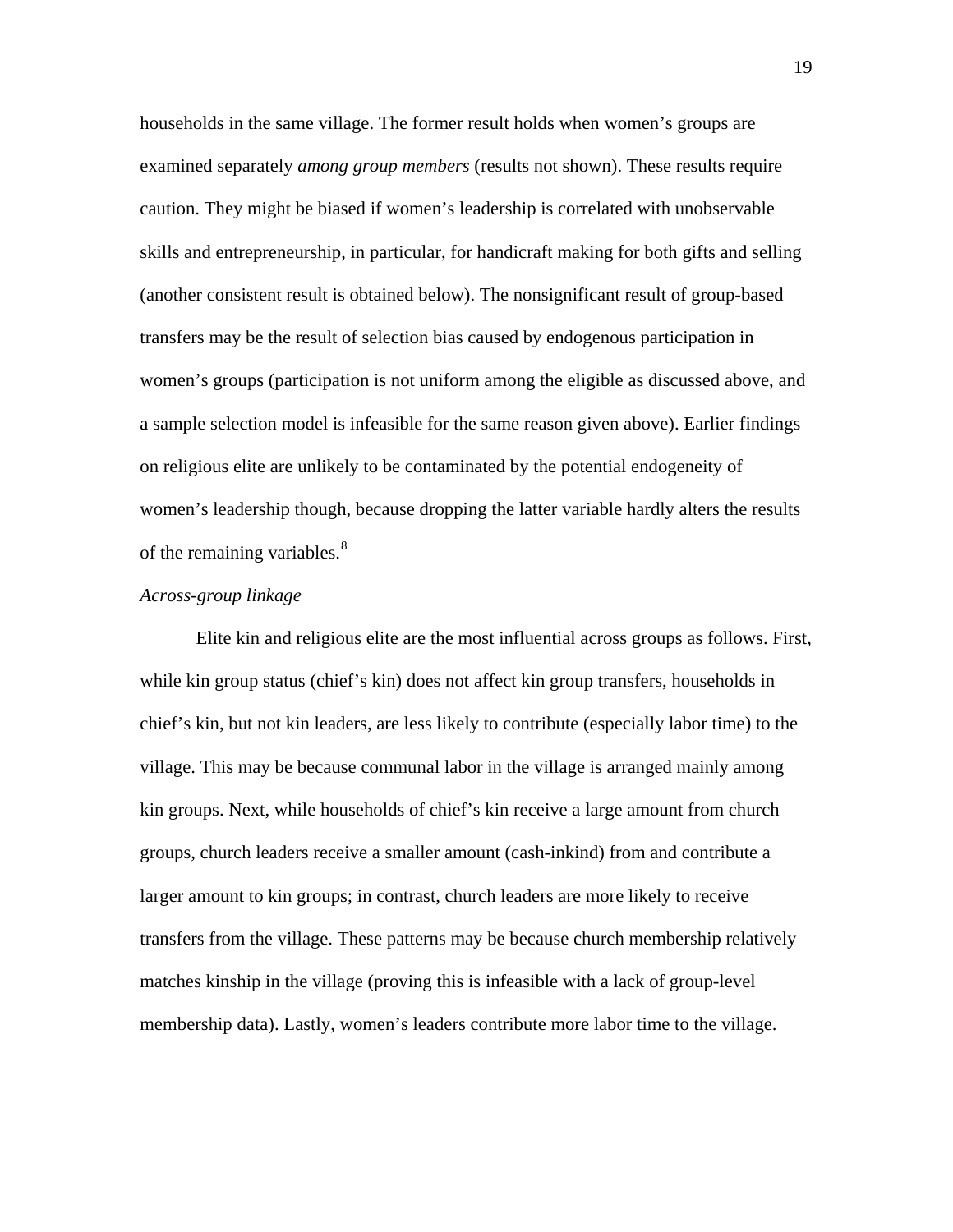households in the same village. The former result holds when women's groups are examined separately *among group members* (results not shown). These results require caution. They might be biased if women's leadership is correlated with unobservable skills and entrepreneurship, in particular, for handicraft making for both gifts and selling (another consistent result is obtained below). The nonsignificant result of group-based transfers may be the result of selection bias caused by endogenous participation in women's groups (participation is not uniform among the eligible as discussed above, and a sample selection model is infeasible for the same reason given above). Earlier findings on religious elite are unlikely to be contaminated by the potential endogeneity of women's leadership though, because dropping the latter variable hardly alters the results of the remaining variables.[8]

*Across-group linkage*

Elite kin and religious elite are the most influential across groups as follows. First, while kin group status (chief's kin) does not affect kin group transfers, households in chief's kin, but not kin leaders, are less likely to contribute (especially labor time) to the village. This may be because communal labor in the village is arranged mainly among kin groups. Next, while households of chief's kin receive a large amount from church groups, church leaders receive a smaller amount (cash-inkind) from and contribute a larger amount to kin groups; in contrast, church leaders are more likely to receive transfers from the village. These patterns may be because church membership relatively matches kinship in the village (proving this is infeasible with a lack of group-level membership data). Lastly, women's leaders contribute more labor time to the village.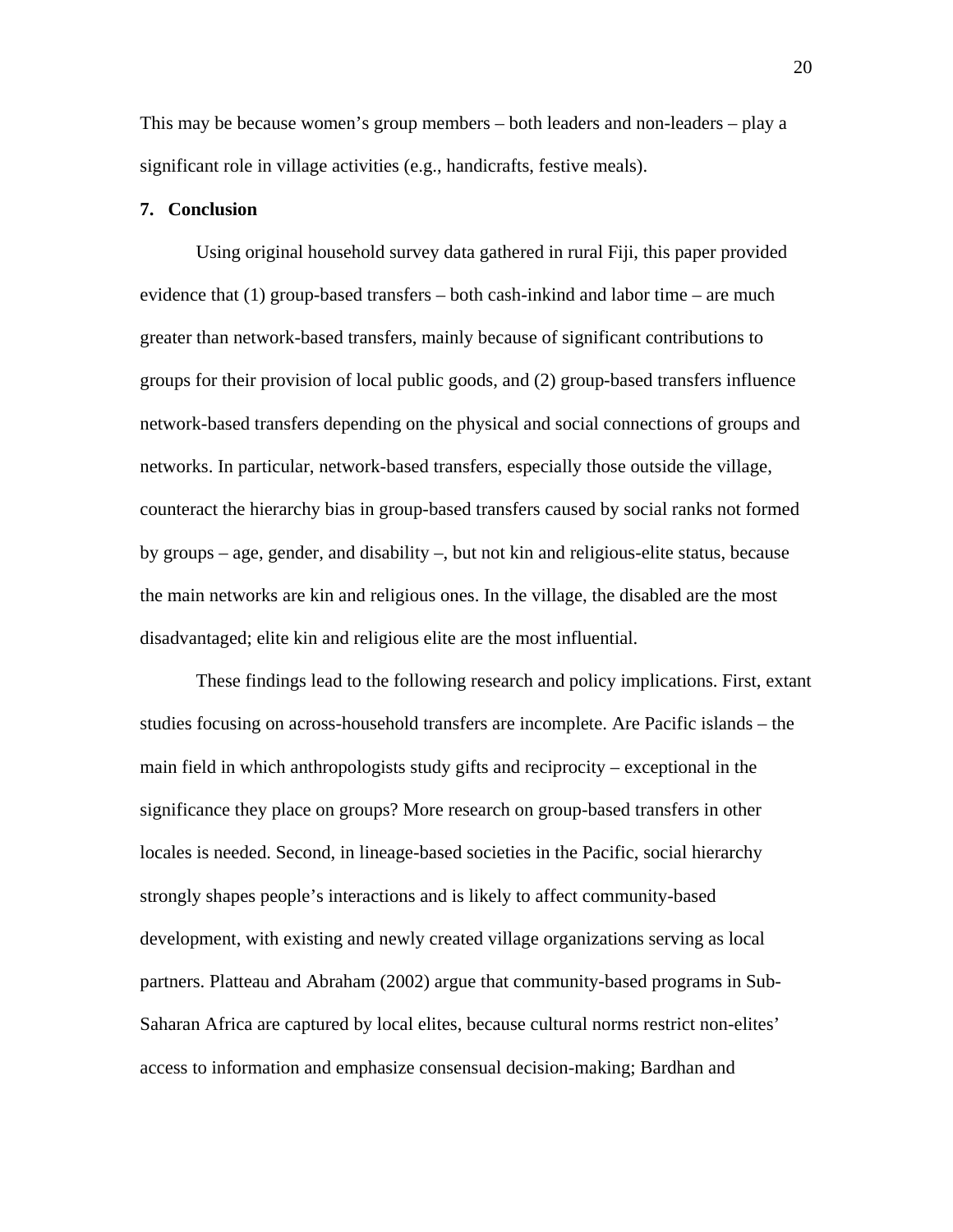This may be because women's group members – both leaders and non-leaders – play a significant role in village activities (e.g., handicrafts, festive meals).

## 7. Conclusion

Using original household survey data gathered in rural Fiji, this paper provided evidence that (1) group-based transfers – both cash-inkind and labor time – are much greater than network-based transfers, mainly because of significant contributions to groups for their provision of local public goods, and (2) group-based transfers influence network-based transfers depending on the physical and social connections of groups and networks. In particular, network-based transfers, especially those outside the village, counteract the hierarchy bias in group-based transfers caused by social ranks not formed by groups – age, gender, and disability –, but not kin and religious-elite status, because the main networks are kin and religious ones. In the village, the disabled are the most disadvantaged; elite kin and religious elite are the most influential.

These findings lead to the following research and policy implications. First, extant studies focusing on across-household transfers are incomplete. Are Pacific islands – the main field in which anthropologists study gifts and reciprocity – exceptional in the significance they place on groups? More research on group-based transfers in other locales is needed. Second, in lineage-based societies in the Pacific, social hierarchy strongly shapes people's interactions and is likely to affect community-based development, with existing and newly created village organizations serving as local partners. Platteau and Abraham (2002) argue that community-based programs in Sub-Saharan Africa are captured by local elites, because cultural norms restrict non-elites' access to information and emphasize consensual decision-making; Bardhan and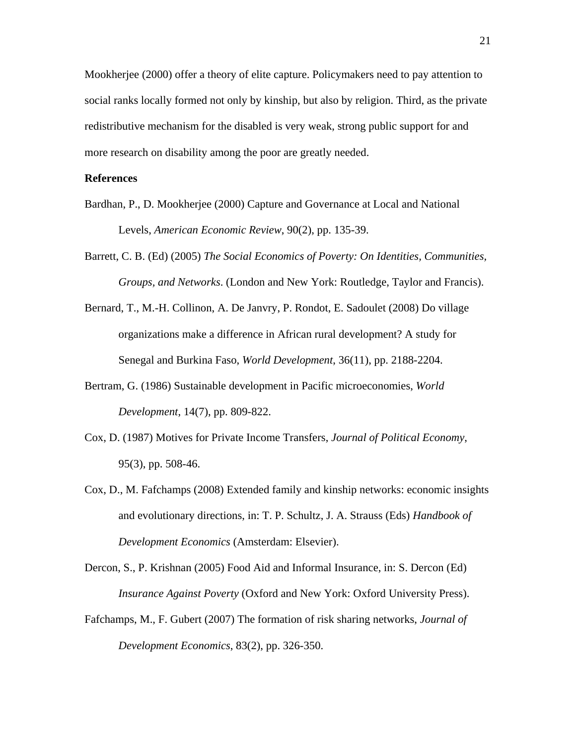Mookherjee (2000) offer a theory of elite capture. Policymakers need to pay attention to social ranks locally formed not only by kinship, but also by religion. Third, as the private redistributive mechanism for the disabled is very weak, strong public support for and more research on disability among the poor are greatly needed.

**References**

Bardhan, P., D. Mookherjee (2000) Capture and Governance at Local and National Levels, *American Economic Review*, 90(2), pp. 135-39.

Barrett, C. B. (Ed) (2005) *The Social Economics of Poverty: On Identities, Communities, Groups, and Networks*. (London and New York: Routledge, Taylor and Francis).

Bernard, T., M.-H. Collinon, A. De Janvry, P. Rondot, E. Sadoulet (2008) Do village organizations make a difference in African rural development? A study for Senegal and Burkina Faso, *World Development*, 36(11), pp. 2188-2204.

Bertram, G. (1986) Sustainable development in Pacific microeconomies, *World Development*, 14(7), pp. 809-822.

Cox, D. (1987) Motives for Private Income Transfers, *Journal of Political Economy*, 95(3), pp. 508-46.

Cox, D., M. Fafchamps (2008) Extended family and kinship networks: economic insights and evolutionary directions, in: T. P. Schultz, J. A. Strauss (Eds) *Handbook of Development Economics* (Amsterdam: Elsevier).

Dercon, S., P. Krishnan (2005) Food Aid and Informal Insurance, in: S. Dercon (Ed) *Insurance Against Poverty* (Oxford and New York: Oxford University Press).

Fafchamps, M., F. Gubert (2007) The formation of risk sharing networks, *Journal of Development Economics*, 83(2), pp. 326-350.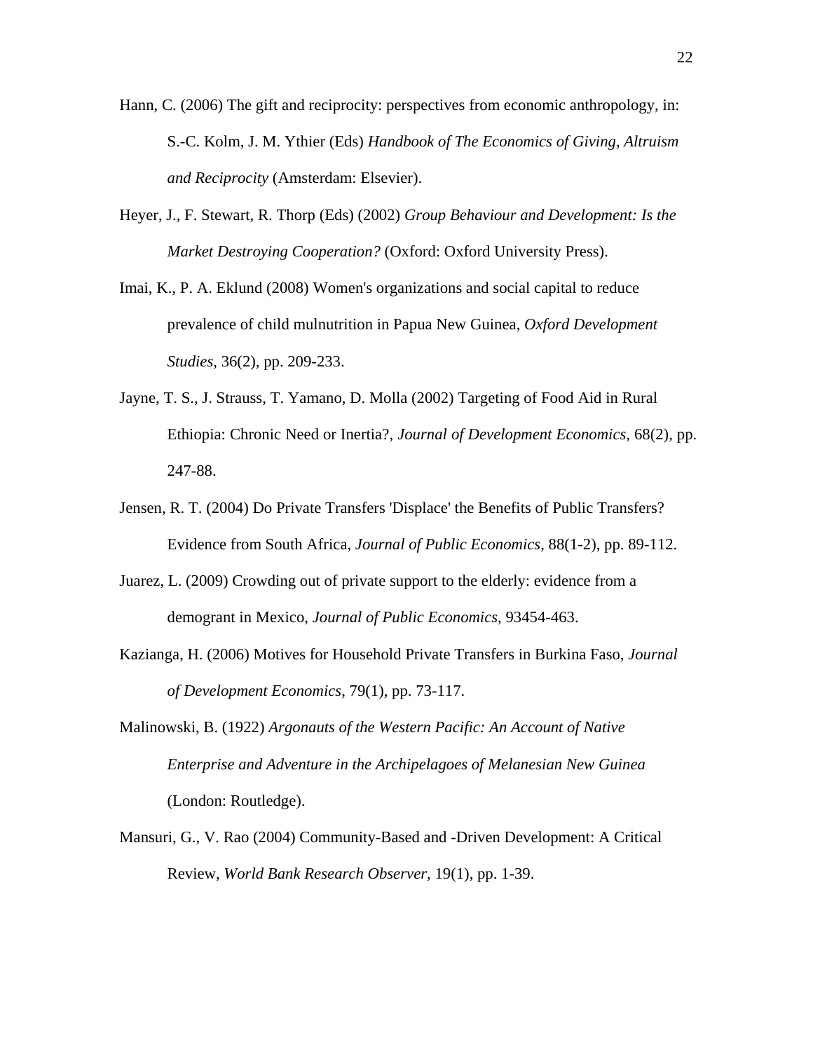Hann, C. (2006) The gift and reciprocity: perspectives from economic anthropology, in: S.-C. Kolm, J. M. Ythier (Eds) *Handbook of The Economics of Giving, Altruism and Reciprocity* (Amsterdam: Elsevier).

Heyer, J., F. Stewart, R. Thorp (Eds) (2002) *Group Behaviour and Development: Is the Market Destroying Cooperation?* (Oxford: Oxford University Press).

Imai, K., P. A. Eklund (2008) Women's organizations and social capital to reduce prevalence of child mulnutrition in Papua New Guinea, *Oxford Development Studies*, 36(2), pp. 209-233.

Jayne, T. S., J. Strauss, T. Yamano, D. Molla (2002) Targeting of Food Aid in Rural Ethiopia: Chronic Need or Inertia?, *Journal of Development Economics*, 68(2), pp. 247-88.

Jensen, R. T. (2004) Do Private Transfers 'Displace' the Benefits of Public Transfers? Evidence from South Africa, *Journal of Public Economics*, 88(1-2), pp. 89-112.

Juarez, L. (2009) Crowding out of private support to the elderly: evidence from a demogrant in Mexico, *Journal of Public Economics*, 93454-463.

Kazianga, H. (2006) Motives for Household Private Transfers in Burkina Faso, *Journal of Development Economics*, 79(1), pp. 73-117.

Malinowski, B. (1922) *Argonauts of the Western Pacific: An Account of Native Enterprise and Adventure in the Archipelagoes of Melanesian New Guinea* (London: Routledge).

Mansuri, G., V. Rao (2004) Community-Based and -Driven Development: A Critical Review, *World Bank Research Observer*, 19(1), pp. 1-39.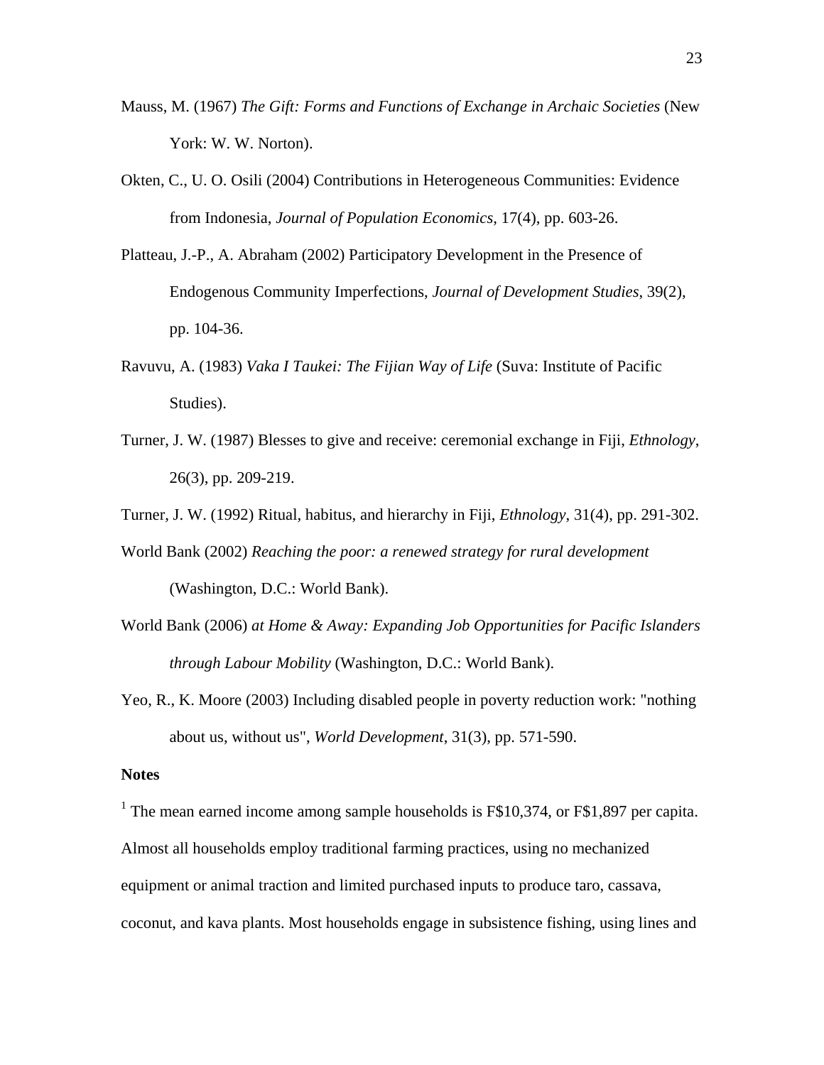Mauss, M. (1967) *The Gift: Forms and Functions of Exchange in Archaic Societies* (New York: W. W. Norton).

Okten, C., U. O. Osili (2004) Contributions in Heterogeneous Communities: Evidence from Indonesia, *Journal of Population Economics*, 17(4), pp. 603-26.

Platteau, J.-P., A. Abraham (2002) Participatory Development in the Presence of Endogenous Community Imperfections, *Journal of Development Studies*, 39(2), pp. 104-36.

Ravuvu, A. (1983) *Vaka I Taukei: The Fijian Way of Life* (Suva: Institute of Pacific Studies).

Turner, J. W. (1987) Blesses to give and receive: ceremonial exchange in Fiji, *Ethnology*, 26(3), pp. 209-219.

Turner, J. W. (1992) Ritual, habitus, and hierarchy in Fiji, *Ethnology*, 31(4), pp. 291-302.

World Bank (2002) *Reaching the poor: a renewed strategy for rural development* (Washington, D.C.: World Bank).

World Bank (2006) *at Home & Away: Expanding Job Opportunities for Pacific Islanders through Labour Mobility* (Washington, D.C.: World Bank).

Yeo, R., K. Moore (2003) Including disabled people in poverty reduction work: "nothing about us, without us", *World Development*, 31(3), pp. 571-590.

**Notes**

[1] The mean earned income among sample households is F$10,374, or F$1,897 per capita. Almost all households employ traditional farming practices, using no mechanized equipment or animal traction and limited purchased inputs to produce taro, cassava, coconut, and kava plants. Most households engage in subsistence fishing, using lines and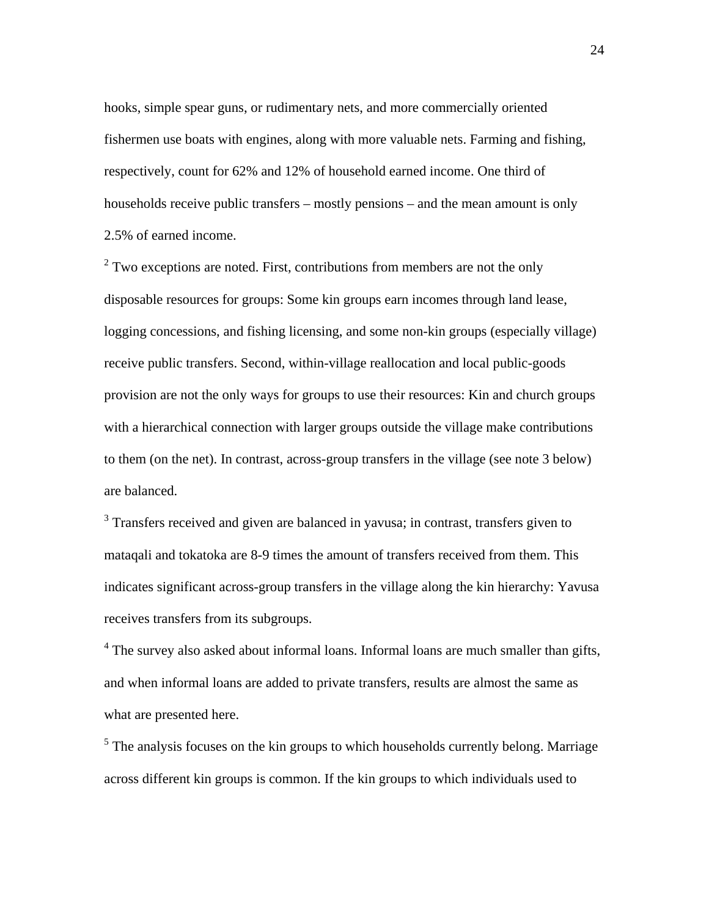hooks, simple spear guns, or rudimentary nets, and more commercially oriented fishermen use boats with engines, along with more valuable nets. Farming and fishing, respectively, count for 62% and 12% of household earned income. One third of households receive public transfers – mostly pensions – and the mean amount is only 2.5% of earned income.

[2] Two exceptions are noted. First, contributions from members are not the only disposable resources for groups: Some kin groups earn incomes through land lease, logging concessions, and fishing licensing, and some non-kin groups (especially village) receive public transfers. Second, within-village reallocation and local public-goods provision are not the only ways for groups to use their resources: Kin and church groups with a hierarchical connection with larger groups outside the village make contributions to them (on the net). In contrast, across-group transfers in the village (see note 3 below) are balanced.

[3] Transfers received and given are balanced in yavusa; in contrast, transfers given to mataqali and tokatoka are 8-9 times the amount of transfers received from them. This indicates significant across-group transfers in the village along the kin hierarchy: Yavusa receives transfers from its subgroups.

[4] The survey also asked about informal loans. Informal loans are much smaller than gifts, and when informal loans are added to private transfers, results are almost the same as what are presented here.

[5] The analysis focuses on the kin groups to which households currently belong. Marriage across different kin groups is common. If the kin groups to which individuals used to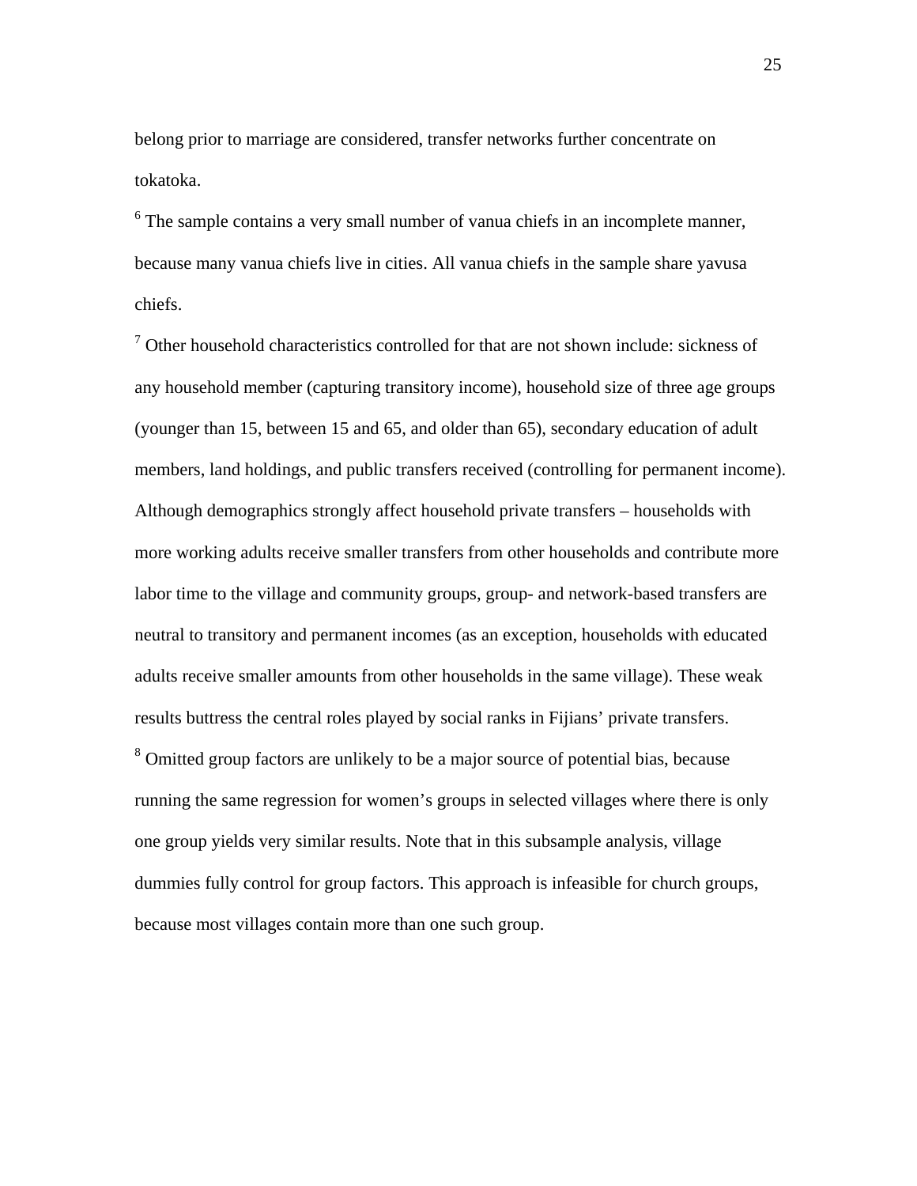belong prior to marriage are considered, transfer networks further concentrate on tokatoka.

[6] The sample contains a very small number of vanua chiefs in an incomplete manner, because many vanua chiefs live in cities. All vanua chiefs in the sample share yavusa chiefs.

[7] Other household characteristics controlled for that are not shown include: sickness of any household member (capturing transitory income), household size of three age groups (younger than 15, between 15 and 65, and older than 65), secondary education of adult members, land holdings, and public transfers received (controlling for permanent income). Although demographics strongly affect household private transfers – households with more working adults receive smaller transfers from other households and contribute more labor time to the village and community groups, group- and network-based transfers are neutral to transitory and permanent incomes (as an exception, households with educated adults receive smaller amounts from other households in the same village). These weak results buttress the central roles played by social ranks in Fijians' private transfers.

[8] Omitted group factors are unlikely to be a major source of potential bias, because running the same regression for women's groups in selected villages where there is only one group yields very similar results. Note that in this subsample analysis, village dummies fully control for group factors. This approach is infeasible for church groups, because most villages contain more than one such group.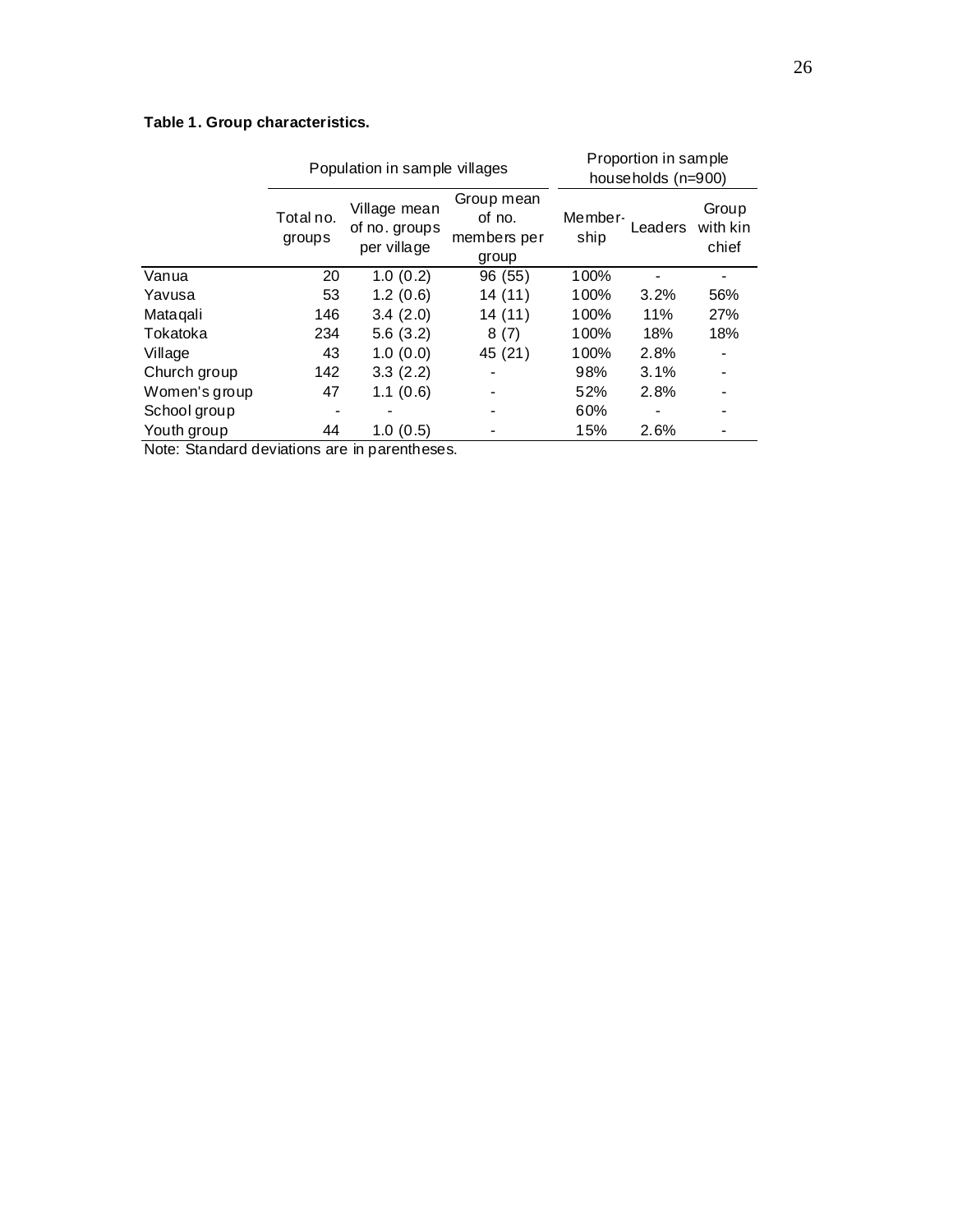**Table 1. Group characteristics.**

| | Population in sample villages | | | Proportion in sample households (n=900) | | |
|---|---|---|---|---|---|---|
| | Total no. groups | Village mean of no. groups per village | Group mean of no. members per group | Member-ship | Leaders | Group with kin chief |
| Vanua | 20 | 1.0 (0.2) | 96 (55) | 100% | - | - |
| Yavusa | 53 | 1.2 (0.6) | 14 (11) | 100% | 3.2% | 56% |
| Mataqali | 146 | 3.4 (2.0) | 14 (11) | 100% | 11% | 27% |
| Tokatoka | 234 | 5.6 (3.2) | 8 (7) | 100% | 18% | 18% |
| Village | 43 | 1.0 (0.0) | 45 (21) | 100% | 2.8% | - |
| Church group | 142 | 3.3 (2.2) | - | 98% | 3.1% | - |
| Women's group | 47 | 1.1 (0.6) | - | 52% | 2.8% | - |
| School group | - | - | - | 60% | - | - |
| Youth group | 44 | 1.0 (0.5) | - | 15% | 2.6% | - |

Note: Standard deviations are in parentheses.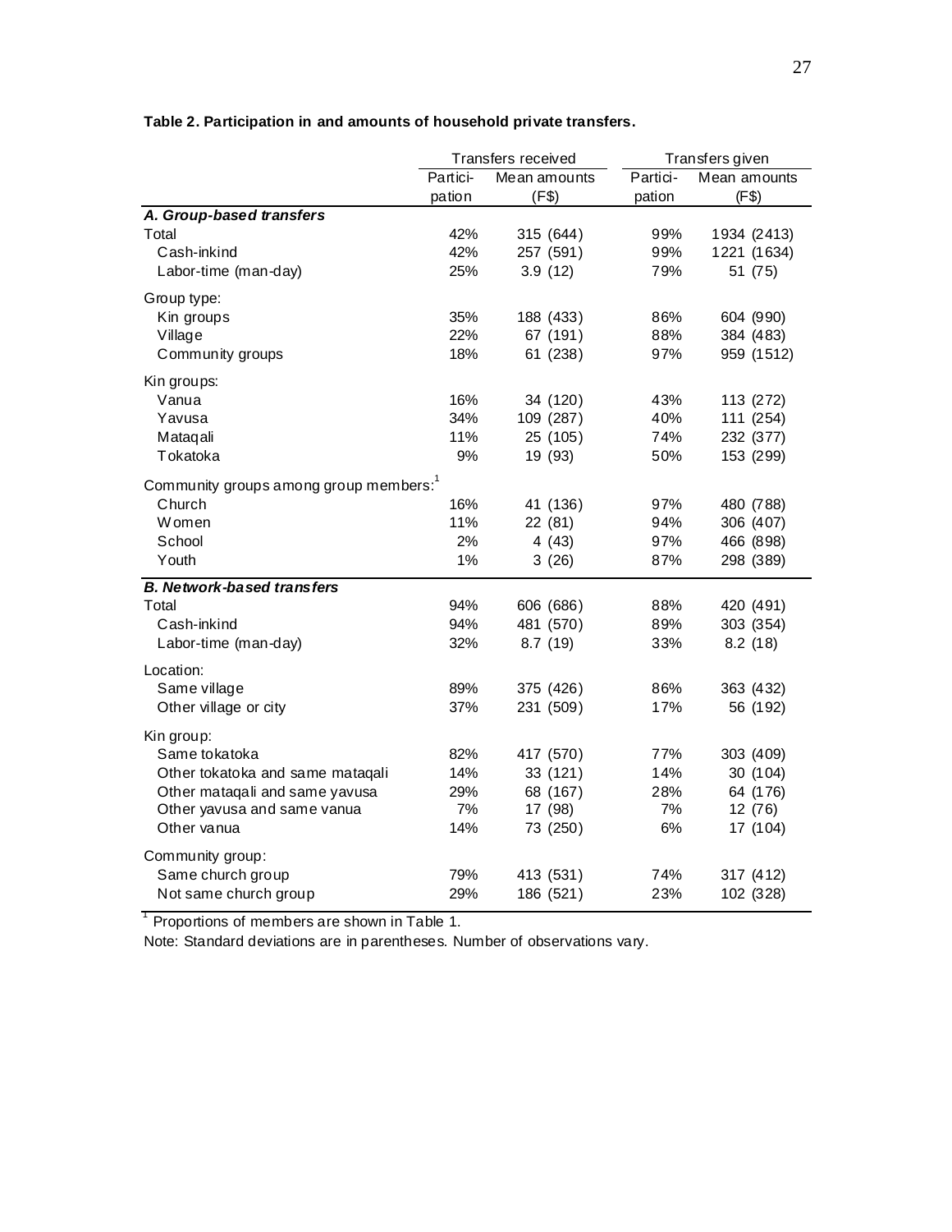**Table 2. Participation in and amounts of household private transfers.**

| | Transfers received | | Transfers given | |
|---|---|---|---|---|
| | Partici-pation | Mean amounts (F$) | Partici-pation | Mean amounts (F$) |
| ***A. Group-based transfers*** | | | | |
| Total | 42% | 315 (644) | 99% | 1934 (2413) |
| Cash-inkind | 42% | 257 (591) | 99% | 1221 (1634) |
| Labor-time (man-day) | 25% | 3.9 (12) | 79% | 51 (75) |
| Group type: | | | | |
| Kin groups | 35% | 188 (433) | 86% | 604 (990) |
| Village | 22% | 67 (191) | 88% | 384 (483) |
| Community groups | 18% | 61 (238) | 97% | 959 (1512) |
| Kin groups: | | | | |
| Vanua | 16% | 34 (120) | 43% | 113 (272) |
| Yavusa | 34% | 109 (287) | 40% | 111 (254) |
| Mataqali | 11% | 25 (105) | 74% | 232 (377) |
| Tokatoka | 9% | 19 (93) | 50% | 153 (299) |
| Community groups among group members:[1] | | | | |
| Church | 16% | 41 (136) | 97% | 480 (788) |
| Women | 11% | 22 (81) | 94% | 306 (407) |
| School | 2% | 4 (43) | 97% | 466 (898) |
| Youth | 1% | 3 (26) | 87% | 298 (389) |
| ***B. Network-based transfers*** | | | | |
| Total | 94% | 606 (686) | 88% | 420 (491) |
| Cash-inkind | 94% | 481 (570) | 89% | 303 (354) |
| Labor-time (man-day) | 32% | 8.7 (19) | 33% | 8.2 (18) |
| Location: | | | | |
| Same village | 89% | 375 (426) | 86% | 363 (432) |
| Other village or city | 37% | 231 (509) | 17% | 56 (192) |
| Kin group: | | | | |
| Same tokatoka | 82% | 417 (570) | 77% | 303 (409) |
| Other tokatoka and same mataqali | 14% | 33 (121) | 14% | 30 (104) |
| Other mataqali and same yavusa | 29% | 68 (167) | 28% | 64 (176) |
| Other yavusa and same vanua | 7% | 17 (98) | 7% | 12 (76) |
| Other vanua | 14% | 73 (250) | 6% | 17 (104) |
| Community group: | | | | |
| Same church group | 79% | 413 (531) | 74% | 317 (412) |
| Not same church group | 29% | 186 (521) | 23% | 102 (328) |

[1] Proportions of members are shown in Table 1.

Note: Standard deviations are in parentheses. Number of observations vary.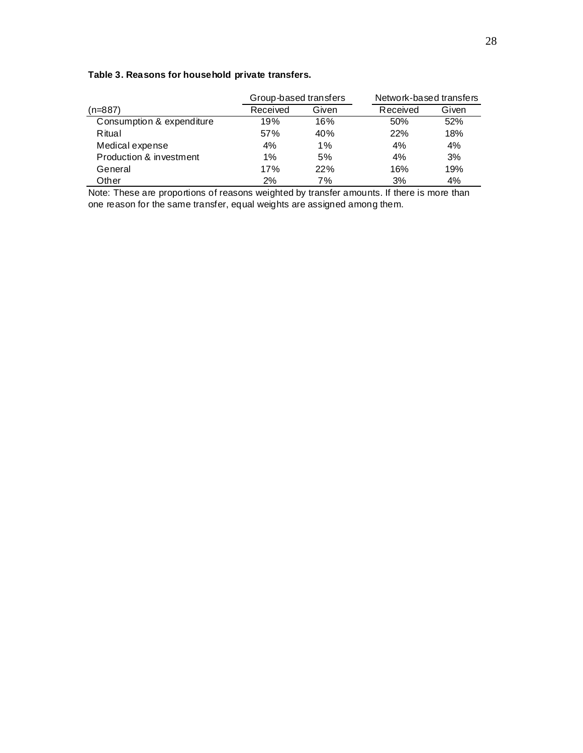**Table 3. Reasons for household private transfers.**

| | Group-based transfers | | Network-based transfers | |
|---|---|---|---|---|
| (n=887) | Received | Given | Received | Given |
| Consumption & expenditure | 19% | 16% | 50% | 52% |
| Ritual | 57% | 40% | 22% | 18% |
| Medical expense | 4% | 1% | 4% | 4% |
| Production & investment | 1% | 5% | 4% | 3% |
| General | 17% | 22% | 16% | 19% |
| Other | 2% | 7% | 3% | 4% |

Note: These are proportions of reasons weighted by transfer amounts. If there is more than one reason for the same transfer, equal weights are assigned among them.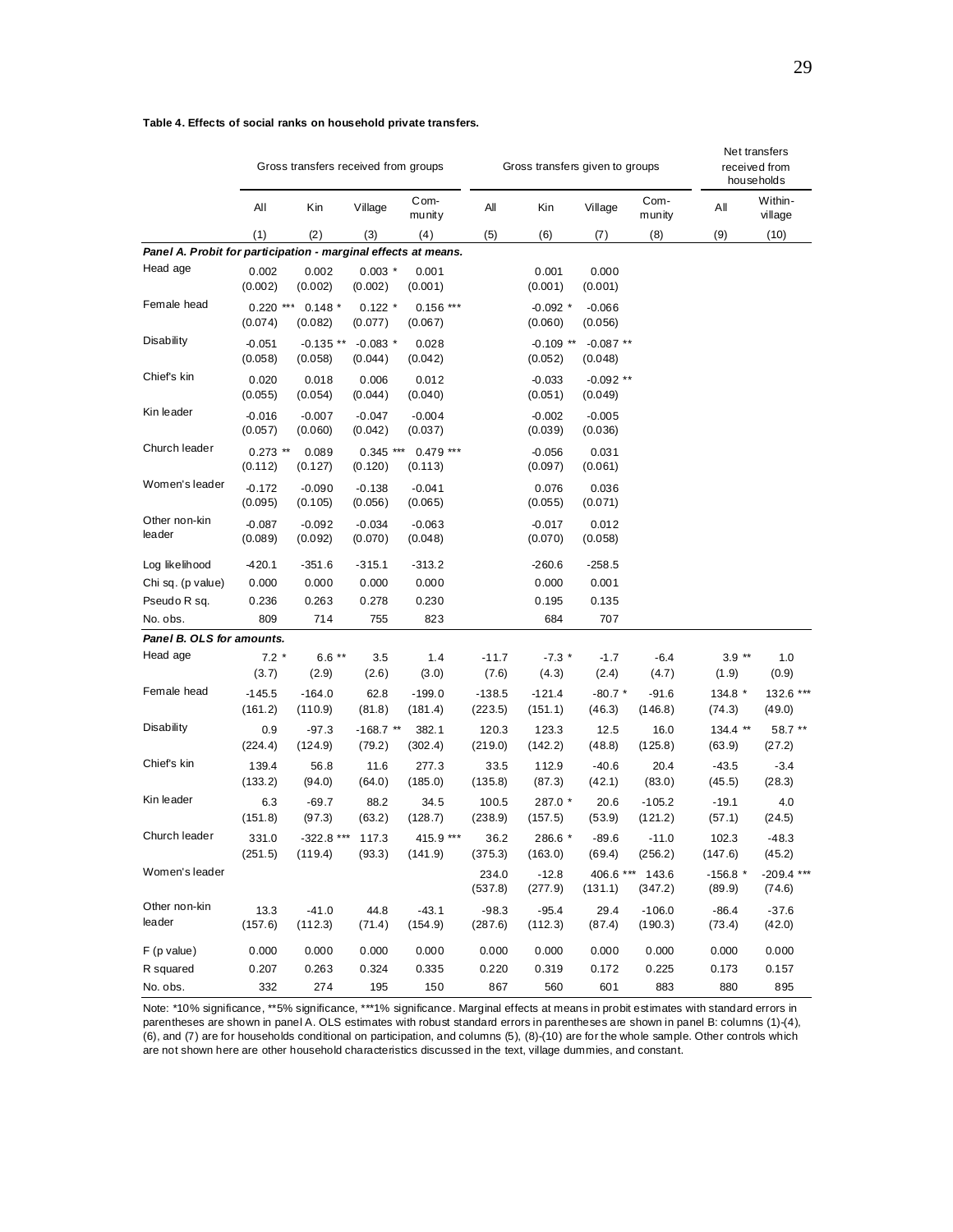**Table 4. Effects of social ranks on household private transfers.**

| | Gross transfers received from groups | | | | Gross transfers given to groups | | | | Net transfers received from households | |
|---|---|---|---|---|---|---|---|---|---|---|
| | All | Kin | Village | Com-munity | All | Kin | Village | Com-munity | All | Within-village |
| | (1) | (2) | (3) | (4) | (5) | (6) | (7) | (8) | (9) | (10) |
| ***Panel A. Probit for participation - marginal effects at means.*** | | | | | | | | | | |
| Head age | 0.002 | 0.002 | 0.003 * | 0.001 | | 0.001 | 0.000 | | | |
| | (0.002) | (0.002) | (0.002) | (0.001) | | (0.001) | (0.001) | | | |
| Female head | 0.220 *** | 0.148 * | 0.122 * | 0.156 *** | | -0.092 * | -0.066 | | | |
| | (0.074) | (0.082) | (0.077) | (0.067) | | (0.060) | (0.056) | | | |
| Disability | -0.051 | -0.135 ** | -0.083 * | 0.028 | | -0.109 ** | -0.087 ** | | | |
| | (0.058) | (0.058) | (0.044) | (0.042) | | (0.052) | (0.048) | | | |
| Chief's kin | 0.020 | 0.018 | 0.006 | 0.012 | | -0.033 | -0.092 ** | | | |
| | (0.055) | (0.054) | (0.044) | (0.040) | | (0.051) | (0.049) | | | |
| Kin leader | -0.016 | -0.007 | -0.047 | -0.004 | | -0.002 | -0.005 | | | |
| | (0.057) | (0.060) | (0.042) | (0.037) | | (0.039) | (0.036) | | | |
| Church leader | 0.273 ** | 0.089 | 0.345 *** | 0.479 *** | | -0.056 | 0.031 | | | |
| | (0.112) | (0.127) | (0.120) | (0.113) | | (0.097) | (0.061) | | | |
| Women's leader | -0.172 | -0.090 | -0.138 | -0.041 | | 0.076 | 0.036 | | | |
| | (0.095) | (0.105) | (0.056) | (0.065) | | (0.055) | (0.071) | | | |
| Other non-kin leader | -0.087 | -0.092 | -0.034 | -0.063 | | -0.017 | 0.012 | | | |
| | (0.089) | (0.092) | (0.070) | (0.048) | | (0.070) | (0.058) | | | |
| Log likelihood | -420.1 | -351.6 | -315.1 | -313.2 | | -260.6 | -258.5 | | | |
| Chi sq. (p value) | 0.000 | 0.000 | 0.000 | 0.000 | | 0.000 | 0.001 | | | |
| Pseudo R sq. | 0.236 | 0.263 | 0.278 | 0.230 | | 0.195 | 0.135 | | | |
| No. obs. | 809 | 714 | 755 | 823 | | 684 | 707 | | | |
| ***Panel B. OLS for amounts.*** | | | | | | | | | | |
| Head age | 7.2 * | 6.6 ** | 3.5 | 1.4 | -11.7 | -7.3 * | -1.7 | -6.4 | 3.9 ** | 1.0 |
| | (3.7) | (2.9) | (2.6) | (3.0) | (7.6) | (4.3) | (2.4) | (4.7) | (1.9) | (0.9) |
| Female head | -145.5 | -164.0 | 62.8 | -199.0 | -138.5 | -121.4 | -80.7 * | -91.6 | 134.8 * | 132.6 *** |
| | (161.2) | (110.9) | (81.8) | (181.4) | (223.5) | (151.1) | (46.3) | (146.8) | (74.3) | (49.0) |
| Disability | 0.9 | -97.3 | -168.7 ** | 382.1 | 120.3 | 123.3 | 12.5 | 16.0 | 134.4 ** | 58.7 ** |
| | (224.4) | (124.9) | (79.2) | (302.4) | (219.0) | (142.2) | (48.8) | (125.8) | (63.9) | (27.2) |
| Chief's kin | 139.4 | 56.8 | 11.6 | 277.3 | 33.5 | 112.9 | -40.6 | 20.4 | -43.5 | -3.4 |
| | (133.2) | (94.0) | (64.0) | (185.0) | (135.8) | (87.3) | (42.1) | (83.0) | (45.5) | (28.3) |
| Kin leader | 6.3 | -69.7 | 88.2 | 34.5 | 100.5 | 287.0 * | 20.6 | -105.2 | -19.1 | 4.0 |
| | (151.8) | (97.3) | (63.2) | (128.7) | (238.9) | (157.5) | (53.9) | (121.2) | (57.1) | (24.5) |
| Church leader | 331.0 | -322.8 *** | 117.3 | 415.9 *** | 36.2 | 286.6 * | -89.6 | -11.0 | 102.3 | -48.3 |
| | (251.5) | (119.4) | (93.3) | (141.9) | (375.3) | (163.0) | (69.4) | (256.2) | (147.6) | (45.2) |
| Women's leader | | | | | 234.0 | -12.8 | 406.6 *** | 143.6 | -156.8 * | -209.4 *** |
| | | | | | (537.8) | (277.9) | (131.1) | (347.2) | (89.9) | (74.6) |
| Other non-kin leader | 13.3 | -41.0 | 44.8 | -43.1 | -98.3 | -95.4 | 29.4 | -106.0 | -86.4 | -37.6 |
| | (157.6) | (112.3) | (71.4) | (154.9) | (287.6) | (112.3) | (87.4) | (190.3) | (73.4) | (42.0) |
| F (p value) | 0.000 | 0.000 | 0.000 | 0.000 | 0.000 | 0.000 | 0.000 | 0.000 | 0.000 | 0.000 |
| R squared | 0.207 | 0.263 | 0.324 | 0.335 | 0.220 | 0.319 | 0.172 | 0.225 | 0.173 | 0.157 |
| No. obs. | 332 | 274 | 195 | 150 | 867 | 560 | 601 | 883 | 880 | 895 |

Note: *10% significance, **5% significance, ***1% significance. Marginal effects at means in probit estimates with standard errors in parentheses are shown in panel A. OLS estimates with robust standard errors in parentheses are shown in panel B: columns (1)-(4), (6), and (7) are for households conditional on participation, and columns (5), (8)-(10) are for the whole sample. Other controls which are not shown here are other household characteristics discussed in the text, village dummies, and constant.